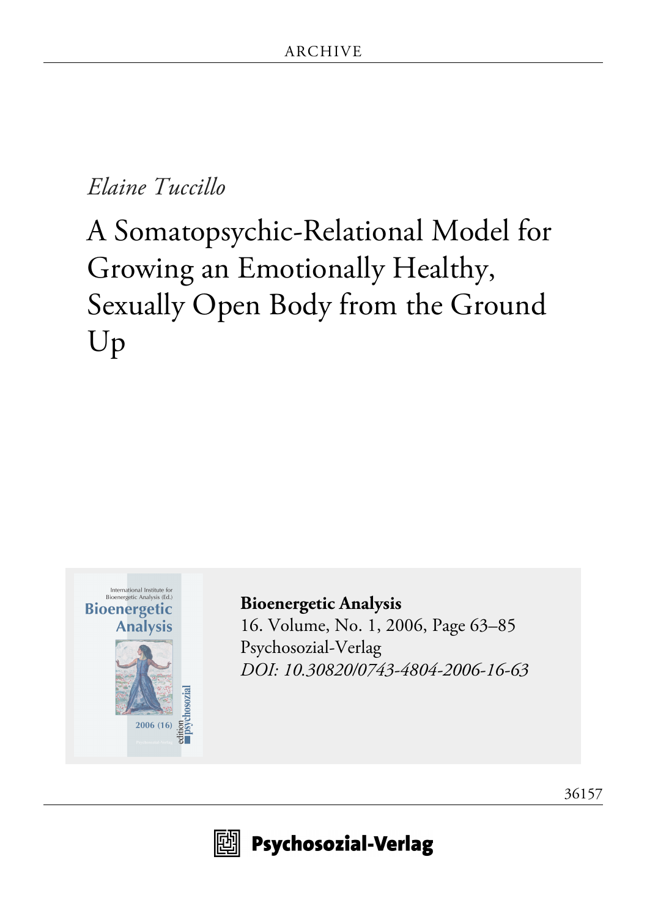ARCHIVE

*Elaine Tuccillo*

# A Somatopsychic-Relational Model for Growing an Emotionally Healthy, Sexually Open Body from the Ground Up

**Bioenergetic Analysis**
16. Volume, No. 1, 2006, Page 63–85
Psychosozial-Verlag
*DOI: 10.30820/0743-4804-2006-16-63*

36157

Psychosozial-Verlag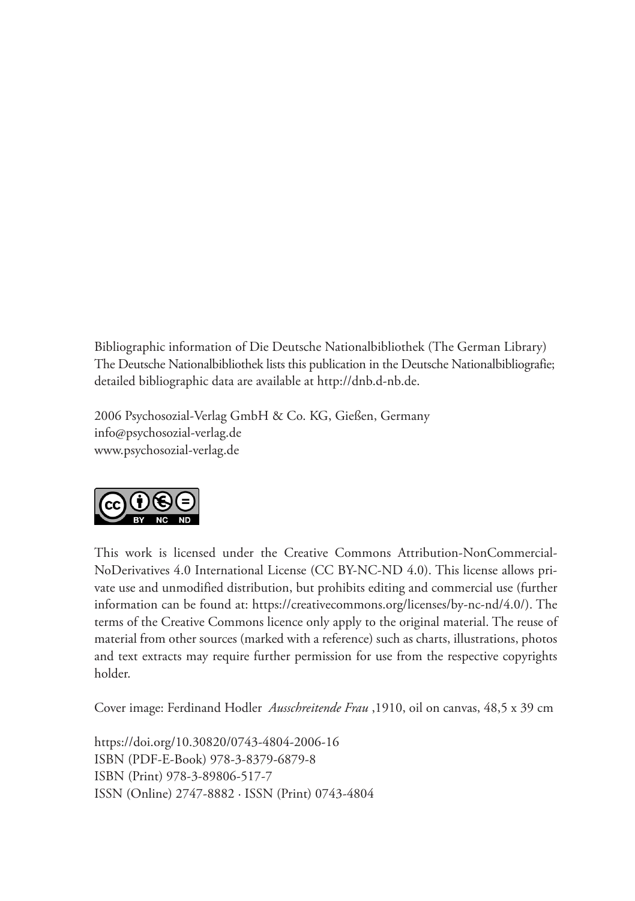Bibliographic information of Die Deutsche Nationalbibliothek (The German Library)
The Deutsche Nationalbibliothek lists this publication in the Deutsche Nationalbibliografie; detailed bibliographic data are available at http://dnb.d-nb.de.

2006 Psychosozial-Verlag GmbH & Co. KG, Gießen, Germany
info@psychosozial-verlag.de
www.psychosozial-verlag.de

This work is licensed under the Creative Commons Attribution-NonCommercial-NoDerivatives 4.0 International License (CC BY-NC-ND 4.0). This license allows private use and unmodified distribution, but prohibits editing and commercial use (further information can be found at: https://creativecommons.org/licenses/by-nc-nd/4.0/). The terms of the Creative Commons licence only apply to the original material. The reuse of material from other sources (marked with a reference) such as charts, illustrations, photos and text extracts may require further permission for use from the respective copyrights holder.

Cover image: Ferdinand Hodler *Ausschreitende Frau* ,1910, oil on canvas, 48,5 x 39 cm

https://doi.org/10.30820/0743-4804-2006-16
ISBN (PDF-E-Book) 978-3-8379-6879-8
ISBN (Print) 978-3-89806-517-7
ISSN (Online) 2747-8882 · ISSN (Print) 0743-4804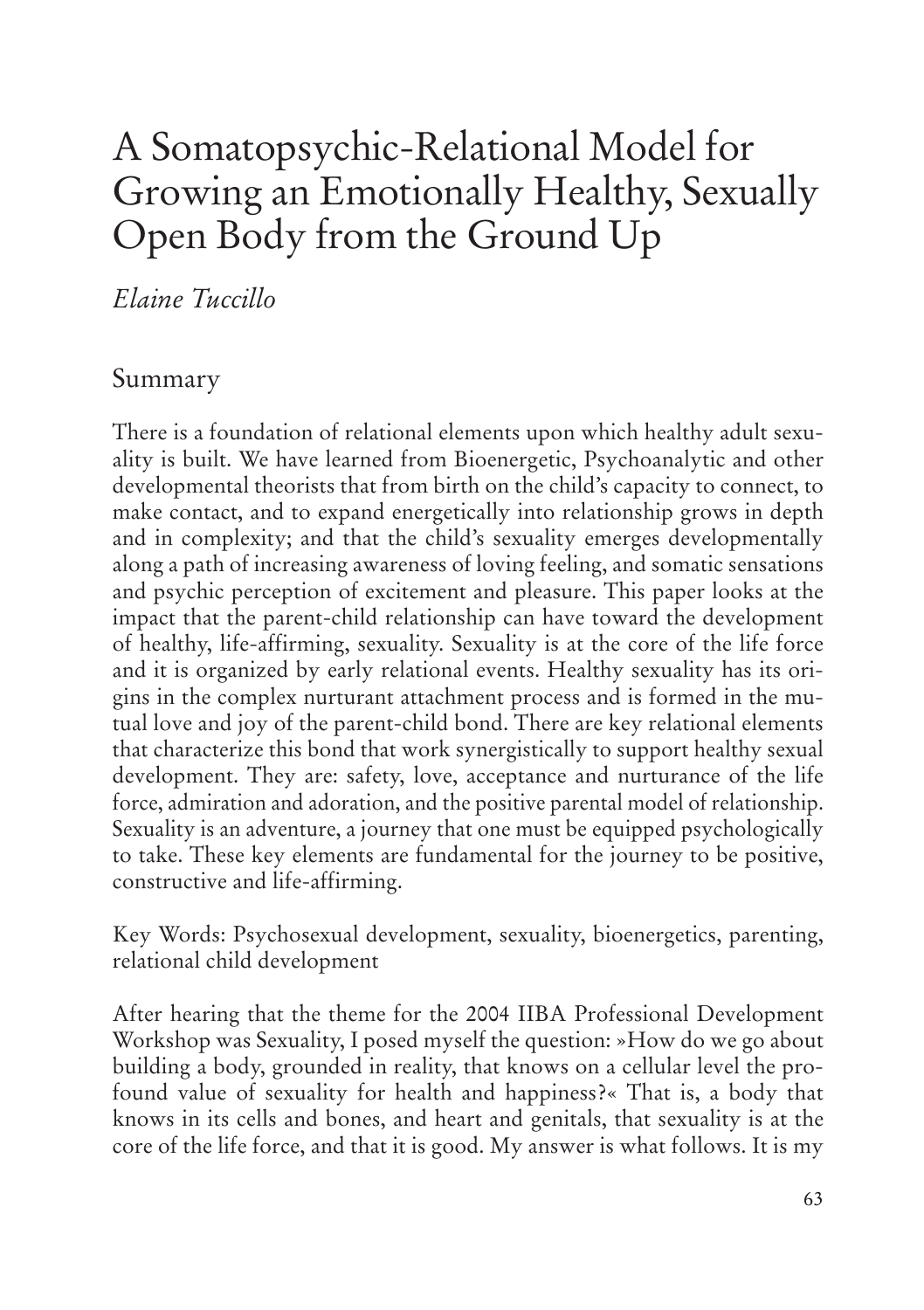# A Somatopsychic-Relational Model for Growing an Emotionally Healthy, Sexually Open Body from the Ground Up

*Elaine Tuccillo*

## Summary

There is a foundation of relational elements upon which healthy adult sexuality is built. We have learned from Bioenergetic, Psychoanalytic and other developmental theorists that from birth on the child's capacity to connect, to make contact, and to expand energetically into relationship grows in depth and in complexity; and that the child's sexuality emerges developmentally along a path of increasing awareness of loving feeling, and somatic sensations and psychic perception of excitement and pleasure. This paper looks at the impact that the parent-child relationship can have toward the development of healthy, life-affirming, sexuality. Sexuality is at the core of the life force and it is organized by early relational events. Healthy sexuality has its origins in the complex nurturant attachment process and is formed in the mutual love and joy of the parent-child bond. There are key relational elements that characterize this bond that work synergistically to support healthy sexual development. They are: safety, love, acceptance and nurturance of the life force, admiration and adoration, and the positive parental model of relationship. Sexuality is an adventure, a journey that one must be equipped psychologically to take. These key elements are fundamental for the journey to be positive, constructive and life-affirming.

Key Words: Psychosexual development, sexuality, bioenergetics, parenting, relational child development

After hearing that the theme for the 2004 IIBA Professional Development Workshop was Sexuality, I posed myself the question: »How do we go about building a body, grounded in reality, that knows on a cellular level the profound value of sexuality for health and happiness?« That is, a body that knows in its cells and bones, and heart and genitals, that sexuality is at the core of the life force, and that it is good. My answer is what follows. It is my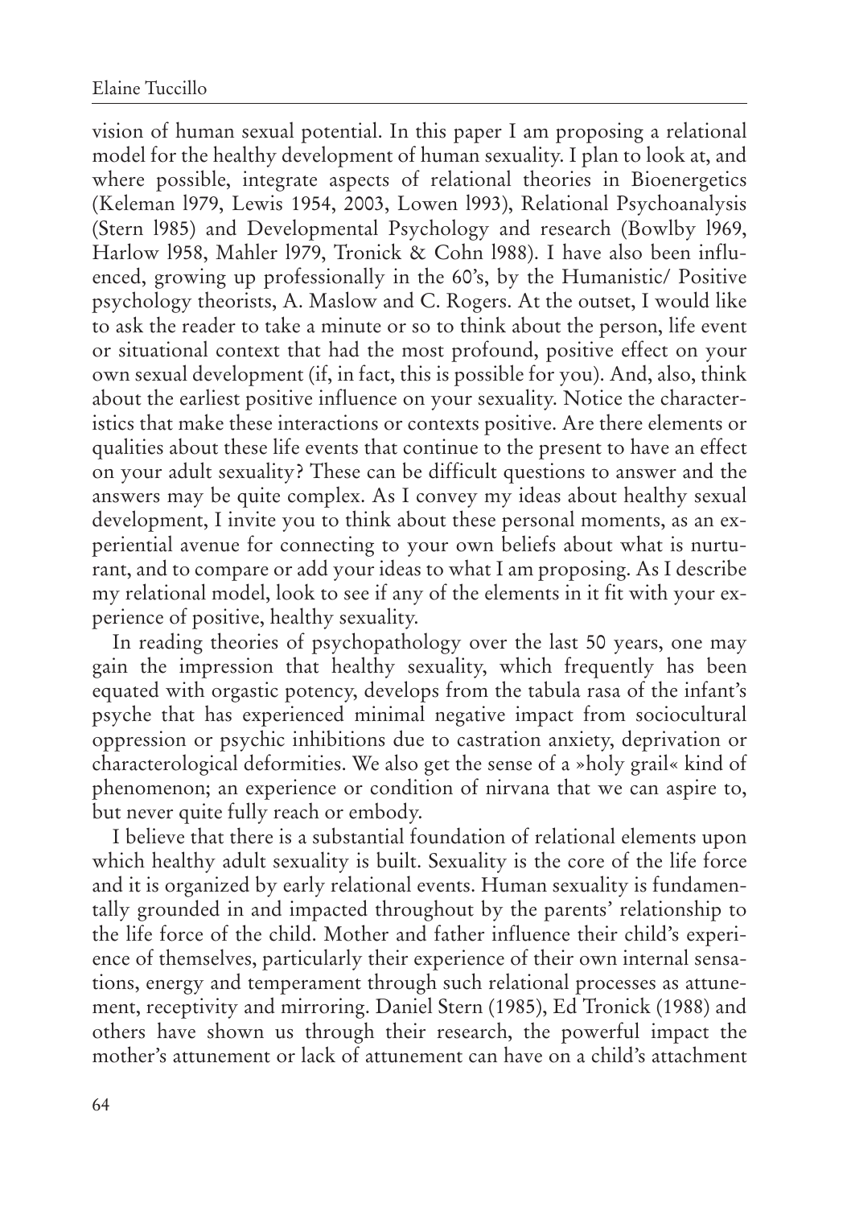vision of human sexual potential. In this paper I am proposing a relational model for the healthy development of human sexuality. I plan to look at, and where possible, integrate aspects of relational theories in Bioenergetics (Keleman l979, Lewis 1954, 2003, Lowen l993), Relational Psychoanalysis (Stern l985) and Developmental Psychology and research (Bowlby l969, Harlow l958, Mahler l979, Tronick & Cohn l988). I have also been influenced, growing up professionally in the 60's, by the Humanistic/ Positive psychology theorists, A. Maslow and C. Rogers. At the outset, I would like to ask the reader to take a minute or so to think about the person, life event or situational context that had the most profound, positive effect on your own sexual development (if, in fact, this is possible for you). And, also, think about the earliest positive influence on your sexuality. Notice the characteristics that make these interactions or contexts positive. Are there elements or qualities about these life events that continue to the present to have an effect on your adult sexuality? These can be difficult questions to answer and the answers may be quite complex. As I convey my ideas about healthy sexual development, I invite you to think about these personal moments, as an experiential avenue for connecting to your own beliefs about what is nurturant, and to compare or add your ideas to what I am proposing. As I describe my relational model, look to see if any of the elements in it fit with your experience of positive, healthy sexuality.

In reading theories of psychopathology over the last 50 years, one may gain the impression that healthy sexuality, which frequently has been equated with orgastic potency, develops from the tabula rasa of the infant's psyche that has experienced minimal negative impact from sociocultural oppression or psychic inhibitions due to castration anxiety, deprivation or characterological deformities. We also get the sense of a »holy grail« kind of phenomenon; an experience or condition of nirvana that we can aspire to, but never quite fully reach or embody.

I believe that there is a substantial foundation of relational elements upon which healthy adult sexuality is built. Sexuality is the core of the life force and it is organized by early relational events. Human sexuality is fundamentally grounded in and impacted throughout by the parents' relationship to the life force of the child. Mother and father influence their child's experience of themselves, particularly their experience of their own internal sensations, energy and temperament through such relational processes as attunement, receptivity and mirroring. Daniel Stern (1985), Ed Tronick (1988) and others have shown us through their research, the powerful impact the mother's attunement or lack of attunement can have on a child's attachment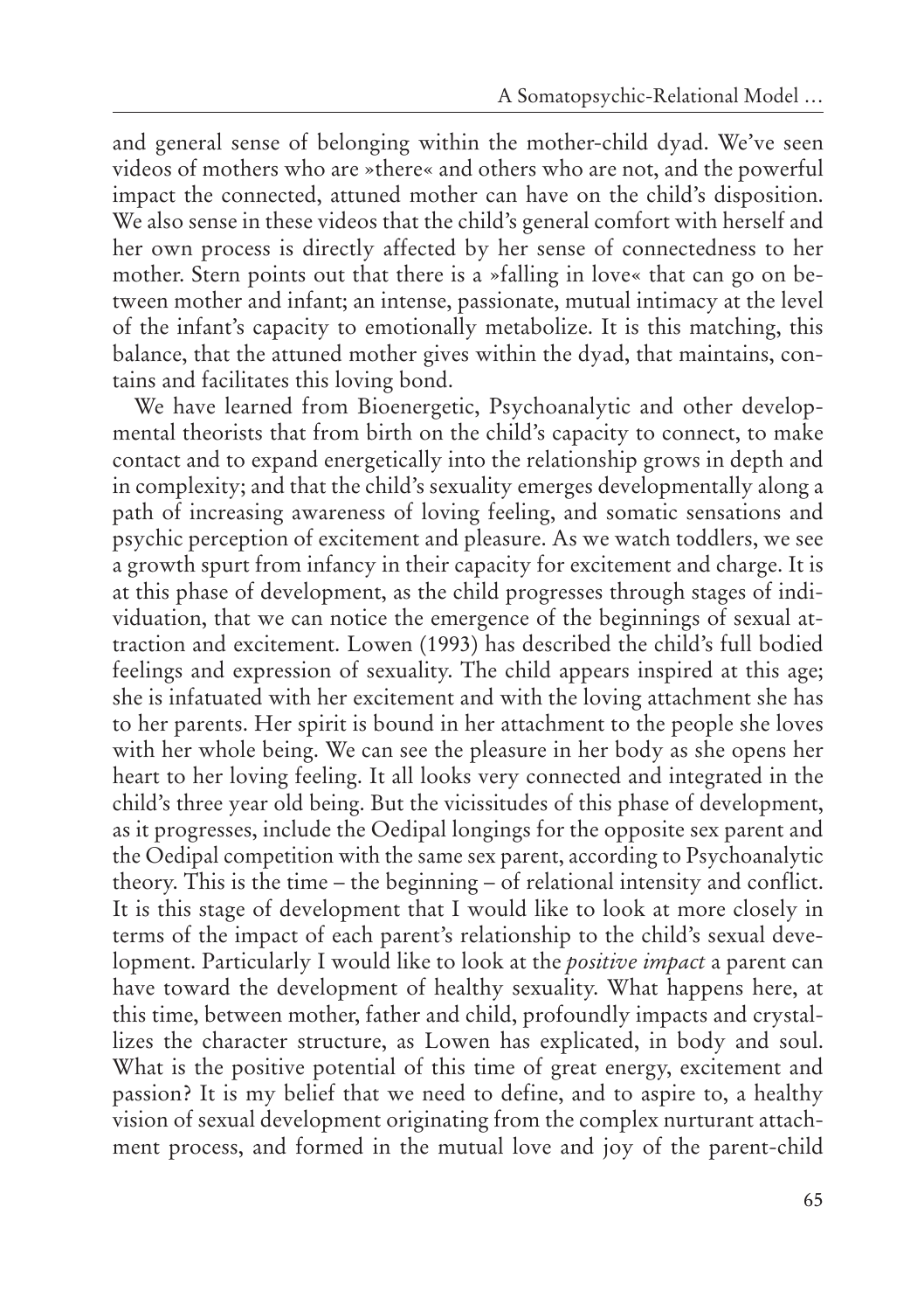and general sense of belonging within the mother-child dyad. We've seen videos of mothers who are »there« and others who are not, and the powerful impact the connected, attuned mother can have on the child's disposition. We also sense in these videos that the child's general comfort with herself and her own process is directly affected by her sense of connectedness to her mother. Stern points out that there is a »falling in love« that can go on between mother and infant; an intense, passionate, mutual intimacy at the level of the infant's capacity to emotionally metabolize. It is this matching, this balance, that the attuned mother gives within the dyad, that maintains, contains and facilitates this loving bond.

We have learned from Bioenergetic, Psychoanalytic and other developmental theorists that from birth on the child's capacity to connect, to make contact and to expand energetically into the relationship grows in depth and in complexity; and that the child's sexuality emerges developmentally along a path of increasing awareness of loving feeling, and somatic sensations and psychic perception of excitement and pleasure. As we watch toddlers, we see a growth spurt from infancy in their capacity for excitement and charge. It is at this phase of development, as the child progresses through stages of individuation, that we can notice the emergence of the beginnings of sexual attraction and excitement. Lowen (1993) has described the child's full bodied feelings and expression of sexuality. The child appears inspired at this age; she is infatuated with her excitement and with the loving attachment she has to her parents. Her spirit is bound in her attachment to the people she loves with her whole being. We can see the pleasure in her body as she opens her heart to her loving feeling. It all looks very connected and integrated in the child's three year old being. But the vicissitudes of this phase of development, as it progresses, include the Oedipal longings for the opposite sex parent and the Oedipal competition with the same sex parent, according to Psychoanalytic theory. This is the time – the beginning – of relational intensity and conflict. It is this stage of development that I would like to look at more closely in terms of the impact of each parent's relationship to the child's sexual development. Particularly I would like to look at the *positive impact* a parent can have toward the development of healthy sexuality. What happens here, at this time, between mother, father and child, profoundly impacts and crystallizes the character structure, as Lowen has explicated, in body and soul. What is the positive potential of this time of great energy, excitement and passion? It is my belief that we need to define, and to aspire to, a healthy vision of sexual development originating from the complex nurturant attachment process, and formed in the mutual love and joy of the parent-child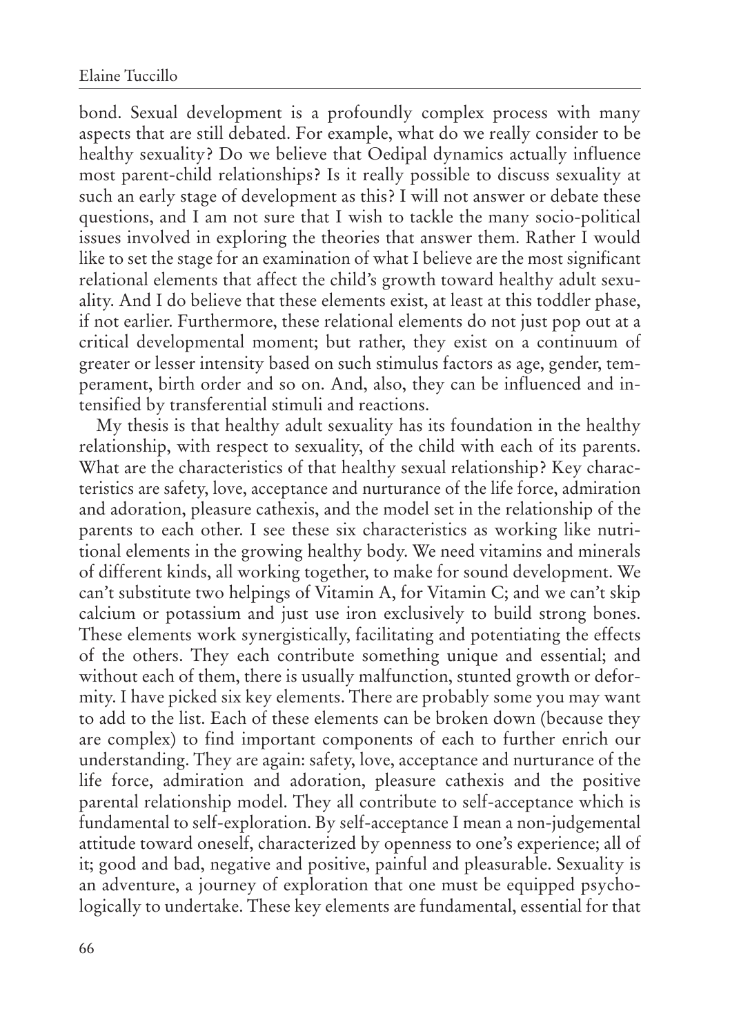bond. Sexual development is a profoundly complex process with many aspects that are still debated. For example, what do we really consider to be healthy sexuality? Do we believe that Oedipal dynamics actually influence most parent-child relationships? Is it really possible to discuss sexuality at such an early stage of development as this? I will not answer or debate these questions, and I am not sure that I wish to tackle the many socio-political issues involved in exploring the theories that answer them. Rather I would like to set the stage for an examination of what I believe are the most significant relational elements that affect the child's growth toward healthy adult sexuality. And I do believe that these elements exist, at least at this toddler phase, if not earlier. Furthermore, these relational elements do not just pop out at a critical developmental moment; but rather, they exist on a continuum of greater or lesser intensity based on such stimulus factors as age, gender, temperament, birth order and so on. And, also, they can be influenced and intensified by transferential stimuli and reactions.

My thesis is that healthy adult sexuality has its foundation in the healthy relationship, with respect to sexuality, of the child with each of its parents. What are the characteristics of that healthy sexual relationship? Key characteristics are safety, love, acceptance and nurturance of the life force, admiration and adoration, pleasure cathexis, and the model set in the relationship of the parents to each other. I see these six characteristics as working like nutritional elements in the growing healthy body. We need vitamins and minerals of different kinds, all working together, to make for sound development. We can't substitute two helpings of Vitamin A, for Vitamin C; and we can't skip calcium or potassium and just use iron exclusively to build strong bones. These elements work synergistically, facilitating and potentiating the effects of the others. They each contribute something unique and essential; and without each of them, there is usually malfunction, stunted growth or deformity. I have picked six key elements. There are probably some you may want to add to the list. Each of these elements can be broken down (because they are complex) to find important components of each to further enrich our understanding. They are again: safety, love, acceptance and nurturance of the life force, admiration and adoration, pleasure cathexis and the positive parental relationship model. They all contribute to self-acceptance which is fundamental to self-exploration. By self-acceptance I mean a non-judgemental attitude toward oneself, characterized by openness to one's experience; all of it; good and bad, negative and positive, painful and pleasurable. Sexuality is an adventure, a journey of exploration that one must be equipped psychologically to undertake. These key elements are fundamental, essential for that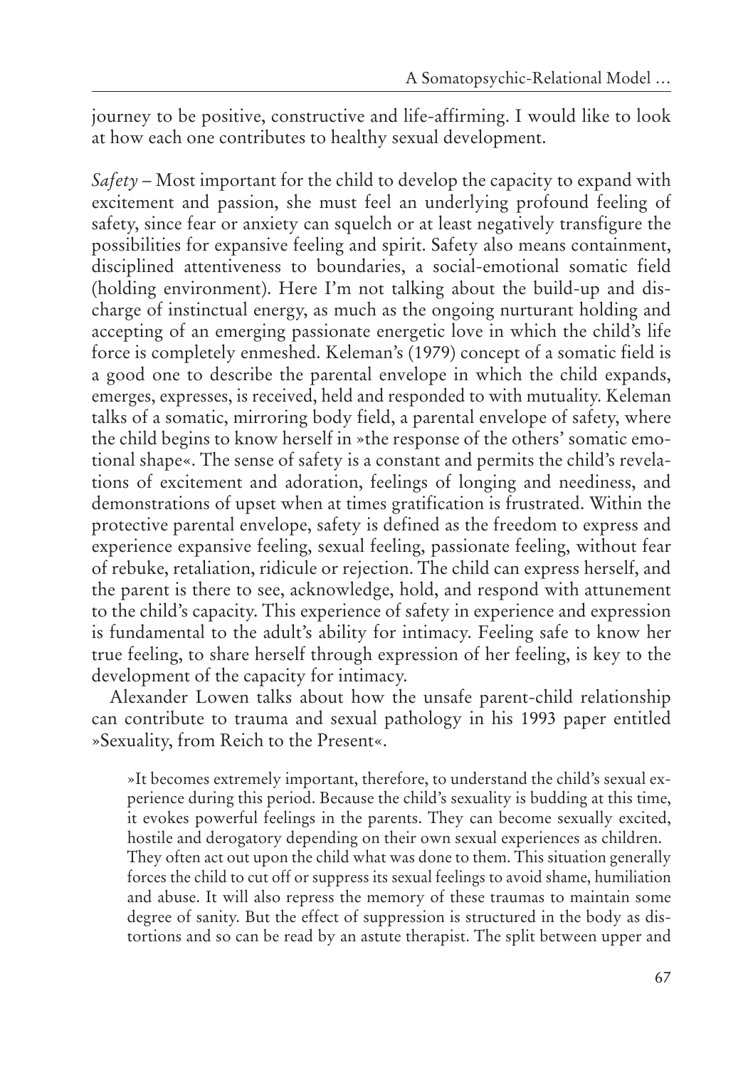journey to be positive, constructive and life-affirming. I would like to look at how each one contributes to healthy sexual development.

*Safety* – Most important for the child to develop the capacity to expand with excitement and passion, she must feel an underlying profound feeling of safety, since fear or anxiety can squelch or at least negatively transfigure the possibilities for expansive feeling and spirit. Safety also means containment, disciplined attentiveness to boundaries, a social-emotional somatic field (holding environment). Here I'm not talking about the build-up and discharge of instinctual energy, as much as the ongoing nurturant holding and accepting of an emerging passionate energetic love in which the child's life force is completely enmeshed. Keleman's (1979) concept of a somatic field is a good one to describe the parental envelope in which the child expands, emerges, expresses, is received, held and responded to with mutuality. Keleman talks of a somatic, mirroring body field, a parental envelope of safety, where the child begins to know herself in »the response of the others' somatic emotional shape«. The sense of safety is a constant and permits the child's revelations of excitement and adoration, feelings of longing and neediness, and demonstrations of upset when at times gratification is frustrated. Within the protective parental envelope, safety is defined as the freedom to express and experience expansive feeling, sexual feeling, passionate feeling, without fear of rebuke, retaliation, ridicule or rejection. The child can express herself, and the parent is there to see, acknowledge, hold, and respond with attunement to the child's capacity. This experience of safety in experience and expression is fundamental to the adult's ability for intimacy. Feeling safe to know her true feeling, to share herself through expression of her feeling, is key to the development of the capacity for intimacy.

Alexander Lowen talks about how the unsafe parent-child relationship can contribute to trauma and sexual pathology in his 1993 paper entitled »Sexuality, from Reich to the Present«.

> »It becomes extremely important, therefore, to understand the child's sexual experience during this period. Because the child's sexuality is budding at this time, it evokes powerful feelings in the parents. They can become sexually excited, hostile and derogatory depending on their own sexual experiences as children. They often act out upon the child what was done to them. This situation generally forces the child to cut off or suppress its sexual feelings to avoid shame, humiliation and abuse. It will also repress the memory of these traumas to maintain some degree of sanity. But the effect of suppression is structured in the body as distortions and so can be read by an astute therapist. The split between upper and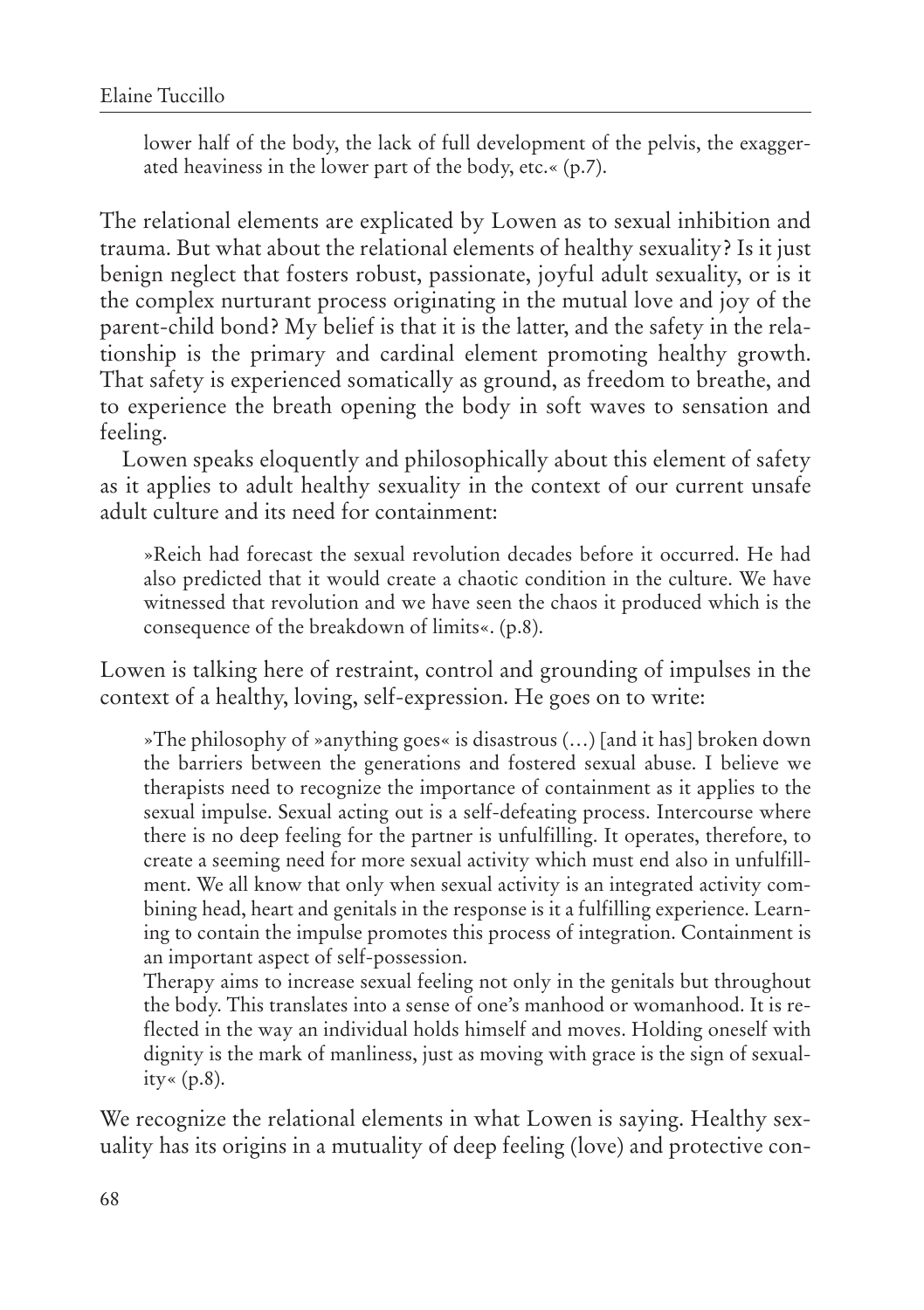> lower half of the body, the lack of full development of the pelvis, the exaggerated heaviness in the lower part of the body, etc.« (p.7).

The relational elements are explicated by Lowen as to sexual inhibition and trauma. But what about the relational elements of healthy sexuality? Is it just benign neglect that fosters robust, passionate, joyful adult sexuality, or is it the complex nurturant process originating in the mutual love and joy of the parent-child bond? My belief is that it is the latter, and the safety in the relationship is the primary and cardinal element promoting healthy growth. That safety is experienced somatically as ground, as freedom to breathe, and to experience the breath opening the body in soft waves to sensation and feeling.

Lowen speaks eloquently and philosophically about this element of safety as it applies to adult healthy sexuality in the context of our current unsafe adult culture and its need for containment:

> »Reich had forecast the sexual revolution decades before it occurred. He had also predicted that it would create a chaotic condition in the culture. We have witnessed that revolution and we have seen the chaos it produced which is the consequence of the breakdown of limits«. (p.8).

Lowen is talking here of restraint, control and grounding of impulses in the context of a healthy, loving, self-expression. He goes on to write:

> »The philosophy of »anything goes« is disastrous (…) [and it has] broken down the barriers between the generations and fostered sexual abuse. I believe we therapists need to recognize the importance of containment as it applies to the sexual impulse. Sexual acting out is a self-defeating process. Intercourse where there is no deep feeling for the partner is unfulfilling. It operates, therefore, to create a seeming need for more sexual activity which must end also in unfulfillment. We all know that only when sexual activity is an integrated activity combining head, heart and genitals in the response is it a fulfilling experience. Learning to contain the impulse promotes this process of integration. Containment is an important aspect of self-possession.
>
> Therapy aims to increase sexual feeling not only in the genitals but throughout the body. This translates into a sense of one's manhood or womanhood. It is reflected in the way an individual holds himself and moves. Holding oneself with dignity is the mark of manliness, just as moving with grace is the sign of sexuality« (p.8).

We recognize the relational elements in what Lowen is saying. Healthy sexuality has its origins in a mutuality of deep feeling (love) and protective con-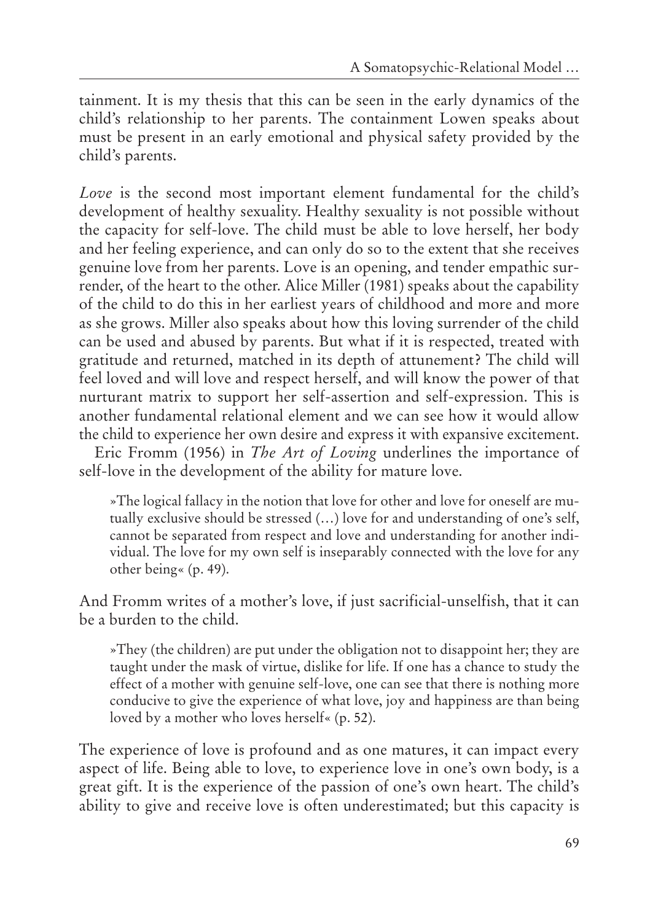tainment. It is my thesis that this can be seen in the early dynamics of the child's relationship to her parents. The containment Lowen speaks about must be present in an early emotional and physical safety provided by the child's parents.

*Love* is the second most important element fundamental for the child's development of healthy sexuality. Healthy sexuality is not possible without the capacity for self-love. The child must be able to love herself, her body and her feeling experience, and can only do so to the extent that she receives genuine love from her parents. Love is an opening, and tender empathic surrender, of the heart to the other. Alice Miller (1981) speaks about the capability of the child to do this in her earliest years of childhood and more and more as she grows. Miller also speaks about how this loving surrender of the child can be used and abused by parents. But what if it is respected, treated with gratitude and returned, matched in its depth of attunement? The child will feel loved and will love and respect herself, and will know the power of that nurturant matrix to support her self-assertion and self-expression. This is another fundamental relational element and we can see how it would allow the child to experience her own desire and express it with expansive excitement.

Eric Fromm (1956) in *The Art of Loving* underlines the importance of self-love in the development of the ability for mature love.

> »The logical fallacy in the notion that love for other and love for oneself are mutually exclusive should be stressed (…) love for and understanding of one's self, cannot be separated from respect and love and understanding for another individual. The love for my own self is inseparably connected with the love for any other being« (p. 49).

And Fromm writes of a mother's love, if just sacrificial-unselfish, that it can be a burden to the child.

> »They (the children) are put under the obligation not to disappoint her; they are taught under the mask of virtue, dislike for life. If one has a chance to study the effect of a mother with genuine self-love, one can see that there is nothing more conducive to give the experience of what love, joy and happiness are than being loved by a mother who loves herself« (p. 52).

The experience of love is profound and as one matures, it can impact every aspect of life. Being able to love, to experience love in one's own body, is a great gift. It is the experience of the passion of one's own heart. The child's ability to give and receive love is often underestimated; but this capacity is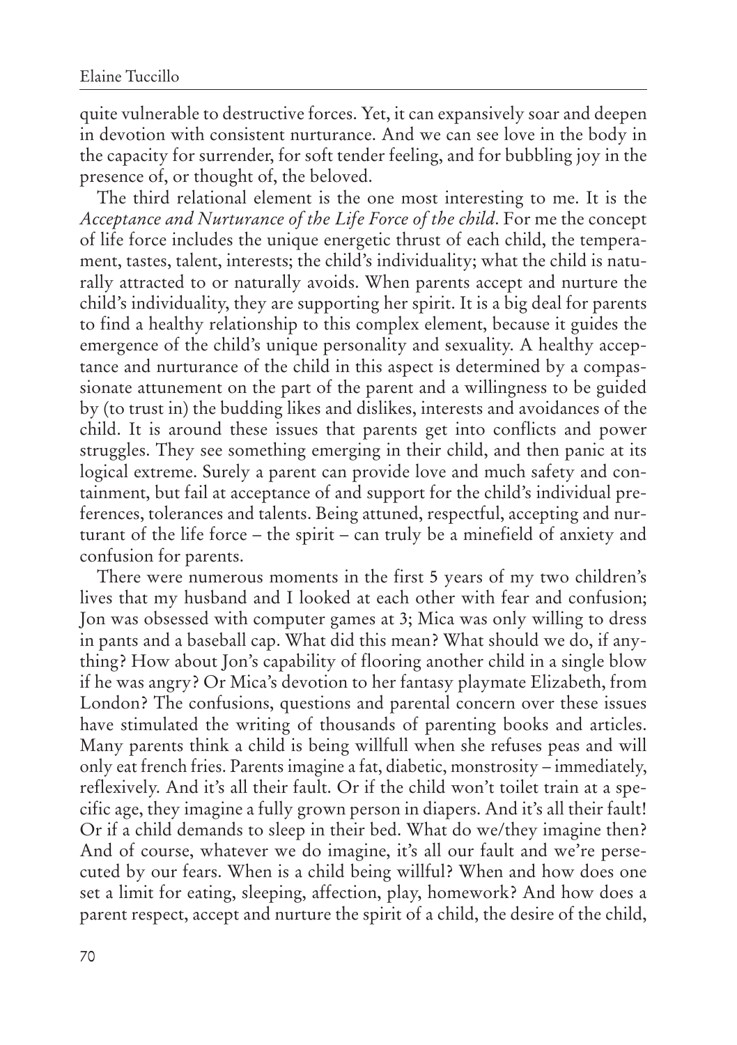quite vulnerable to destructive forces. Yet, it can expansively soar and deepen in devotion with consistent nurturance. And we can see love in the body in the capacity for surrender, for soft tender feeling, and for bubbling joy in the presence of, or thought of, the beloved.

The third relational element is the one most interesting to me. It is the *Acceptance and Nurturance of the Life Force of the child*. For me the concept of life force includes the unique energetic thrust of each child, the temperament, tastes, talent, interests; the child's individuality; what the child is naturally attracted to or naturally avoids. When parents accept and nurture the child's individuality, they are supporting her spirit. It is a big deal for parents to find a healthy relationship to this complex element, because it guides the emergence of the child's unique personality and sexuality. A healthy acceptance and nurturance of the child in this aspect is determined by a compassionate attunement on the part of the parent and a willingness to be guided by (to trust in) the budding likes and dislikes, interests and avoidances of the child. It is around these issues that parents get into conflicts and power struggles. They see something emerging in their child, and then panic at its logical extreme. Surely a parent can provide love and much safety and containment, but fail at acceptance of and support for the child's individual preferences, tolerances and talents. Being attuned, respectful, accepting and nurturant of the life force – the spirit – can truly be a minefield of anxiety and confusion for parents.

There were numerous moments in the first 5 years of my two children's lives that my husband and I looked at each other with fear and confusion; Jon was obsessed with computer games at 3; Mica was only willing to dress in pants and a baseball cap. What did this mean? What should we do, if anything? How about Jon's capability of flooring another child in a single blow if he was angry? Or Mica's devotion to her fantasy playmate Elizabeth, from London? The confusions, questions and parental concern over these issues have stimulated the writing of thousands of parenting books and articles. Many parents think a child is being willfull when she refuses peas and will only eat french fries. Parents imagine a fat, diabetic, monstrosity – immediately, reflexively. And it's all their fault. Or if the child won't toilet train at a specific age, they imagine a fully grown person in diapers. And it's all their fault! Or if a child demands to sleep in their bed. What do we/they imagine then? And of course, whatever we do imagine, it's all our fault and we're persecuted by our fears. When is a child being willful? When and how does one set a limit for eating, sleeping, affection, play, homework? And how does a parent respect, accept and nurture the spirit of a child, the desire of the child,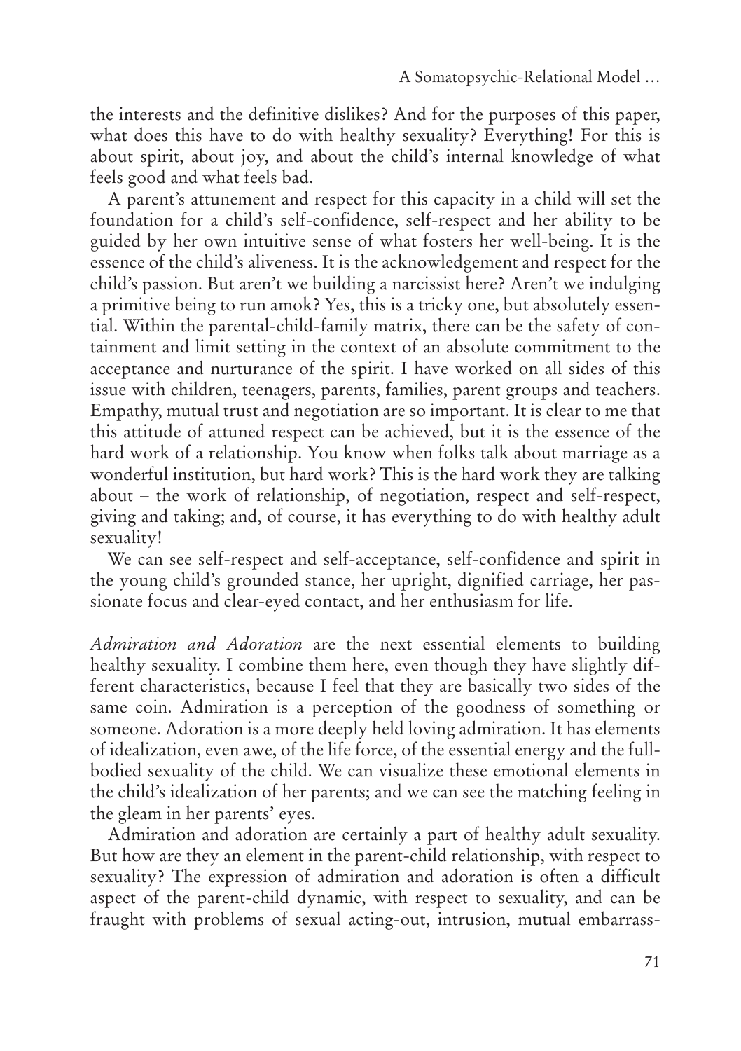the interests and the definitive dislikes? And for the purposes of this paper, what does this have to do with healthy sexuality? Everything! For this is about spirit, about joy, and about the child's internal knowledge of what feels good and what feels bad.

A parent's attunement and respect for this capacity in a child will set the foundation for a child's self-confidence, self-respect and her ability to be guided by her own intuitive sense of what fosters her well-being. It is the essence of the child's aliveness. It is the acknowledgement and respect for the child's passion. But aren't we building a narcissist here? Aren't we indulging a primitive being to run amok? Yes, this is a tricky one, but absolutely essential. Within the parental-child-family matrix, there can be the safety of containment and limit setting in the context of an absolute commitment to the acceptance and nurturance of the spirit. I have worked on all sides of this issue with children, teenagers, parents, families, parent groups and teachers. Empathy, mutual trust and negotiation are so important. It is clear to me that this attitude of attuned respect can be achieved, but it is the essence of the hard work of a relationship. You know when folks talk about marriage as a wonderful institution, but hard work? This is the hard work they are talking about – the work of relationship, of negotiation, respect and self-respect, giving and taking; and, of course, it has everything to do with healthy adult sexuality!

We can see self-respect and self-acceptance, self-confidence and spirit in the young child's grounded stance, her upright, dignified carriage, her passionate focus and clear-eyed contact, and her enthusiasm for life.

*Admiration and Adoration* are the next essential elements to building healthy sexuality. I combine them here, even though they have slightly different characteristics, because I feel that they are basically two sides of the same coin. Admiration is a perception of the goodness of something or someone. Adoration is a more deeply held loving admiration. It has elements of idealization, even awe, of the life force, of the essential energy and the full-bodied sexuality of the child. We can visualize these emotional elements in the child's idealization of her parents; and we can see the matching feeling in the gleam in her parents' eyes.

Admiration and adoration are certainly a part of healthy adult sexuality. But how are they an element in the parent-child relationship, with respect to sexuality? The expression of admiration and adoration is often a difficult aspect of the parent-child dynamic, with respect to sexuality, and can be fraught with problems of sexual acting-out, intrusion, mutual embarrass-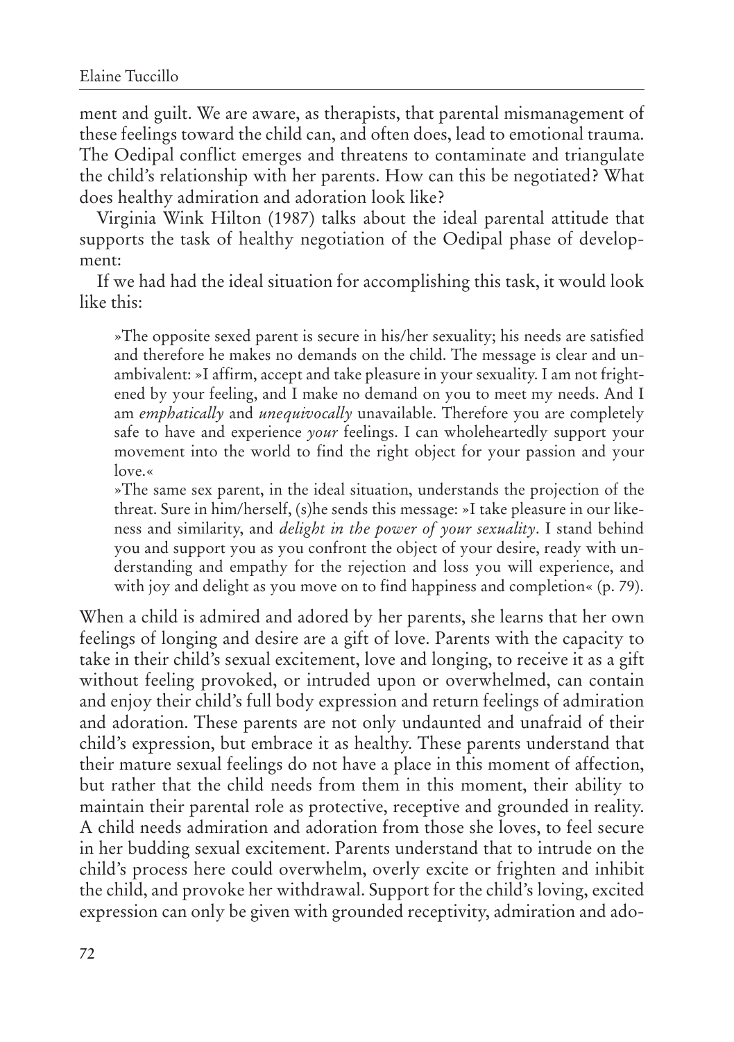ment and guilt. We are aware, as therapists, that parental mismanagement of these feelings toward the child can, and often does, lead to emotional trauma. The Oedipal conflict emerges and threatens to contaminate and triangulate the child's relationship with her parents. How can this be negotiated? What does healthy admiration and adoration look like?

Virginia Wink Hilton (1987) talks about the ideal parental attitude that supports the task of healthy negotiation of the Oedipal phase of development:

If we had had the ideal situation for accomplishing this task, it would look like this:

> »The opposite sexed parent is secure in his/her sexuality; his needs are satisfied and therefore he makes no demands on the child. The message is clear and unambivalent: »I affirm, accept and take pleasure in your sexuality. I am not frightened by your feeling, and I make no demand on you to meet my needs. And I am *emphatically* and *unequivocally* unavailable. Therefore you are completely safe to have and experience *your* feelings. I can wholeheartedly support your movement into the world to find the right object for your passion and your love.«
>
> »The same sex parent, in the ideal situation, understands the projection of the threat. Sure in him/herself, (s)he sends this message: »I take pleasure in our likeness and similarity, and *delight in the power of your sexuality*. I stand behind you and support you as you confront the object of your desire, ready with understanding and empathy for the rejection and loss you will experience, and with joy and delight as you move on to find happiness and completion« (p. 79).

When a child is admired and adored by her parents, she learns that her own feelings of longing and desire are a gift of love. Parents with the capacity to take in their child's sexual excitement, love and longing, to receive it as a gift without feeling provoked, or intruded upon or overwhelmed, can contain and enjoy their child's full body expression and return feelings of admiration and adoration. These parents are not only undaunted and unafraid of their child's expression, but embrace it as healthy. These parents understand that their mature sexual feelings do not have a place in this moment of affection, but rather that the child needs from them in this moment, their ability to maintain their parental role as protective, receptive and grounded in reality. A child needs admiration and adoration from those she loves, to feel secure in her budding sexual excitement. Parents understand that to intrude on the child's process here could overwhelm, overly excite or frighten and inhibit the child, and provoke her withdrawal. Support for the child's loving, excited expression can only be given with grounded receptivity, admiration and ado-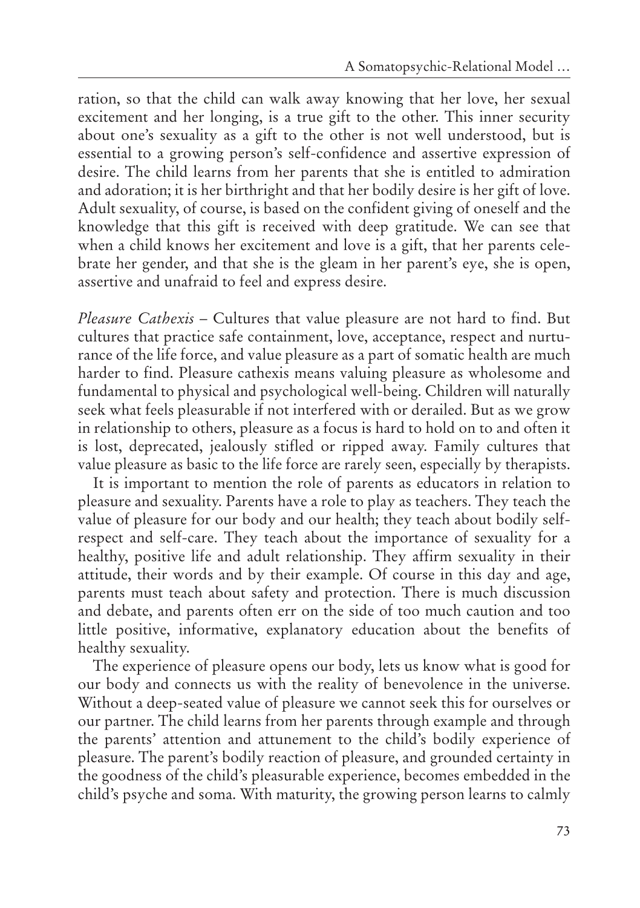ration, so that the child can walk away knowing that her love, her sexual excitement and her longing, is a true gift to the other. This inner security about one's sexuality as a gift to the other is not well understood, but is essential to a growing person's self-confidence and assertive expression of desire. The child learns from her parents that she is entitled to admiration and adoration; it is her birthright and that her bodily desire is her gift of love. Adult sexuality, of course, is based on the confident giving of oneself and the knowledge that this gift is received with deep gratitude. We can see that when a child knows her excitement and love is a gift, that her parents celebrate her gender, and that she is the gleam in her parent's eye, she is open, assertive and unafraid to feel and express desire.

*Pleasure Cathexis* – Cultures that value pleasure are not hard to find. But cultures that practice safe containment, love, acceptance, respect and nurturance of the life force, and value pleasure as a part of somatic health are much harder to find. Pleasure cathexis means valuing pleasure as wholesome and fundamental to physical and psychological well-being. Children will naturally seek what feels pleasurable if not interfered with or derailed. But as we grow in relationship to others, pleasure as a focus is hard to hold on to and often it is lost, deprecated, jealously stifled or ripped away. Family cultures that value pleasure as basic to the life force are rarely seen, especially by therapists.

It is important to mention the role of parents as educators in relation to pleasure and sexuality. Parents have a role to play as teachers. They teach the value of pleasure for our body and our health; they teach about bodily self-respect and self-care. They teach about the importance of sexuality for a healthy, positive life and adult relationship. They affirm sexuality in their attitude, their words and by their example. Of course in this day and age, parents must teach about safety and protection. There is much discussion and debate, and parents often err on the side of too much caution and too little positive, informative, explanatory education about the benefits of healthy sexuality.

The experience of pleasure opens our body, lets us know what is good for our body and connects us with the reality of benevolence in the universe. Without a deep-seated value of pleasure we cannot seek this for ourselves or our partner. The child learns from her parents through example and through the parents' attention and attunement to the child's bodily experience of pleasure. The parent's bodily reaction of pleasure, and grounded certainty in the goodness of the child's pleasurable experience, becomes embedded in the child's psyche and soma. With maturity, the growing person learns to calmly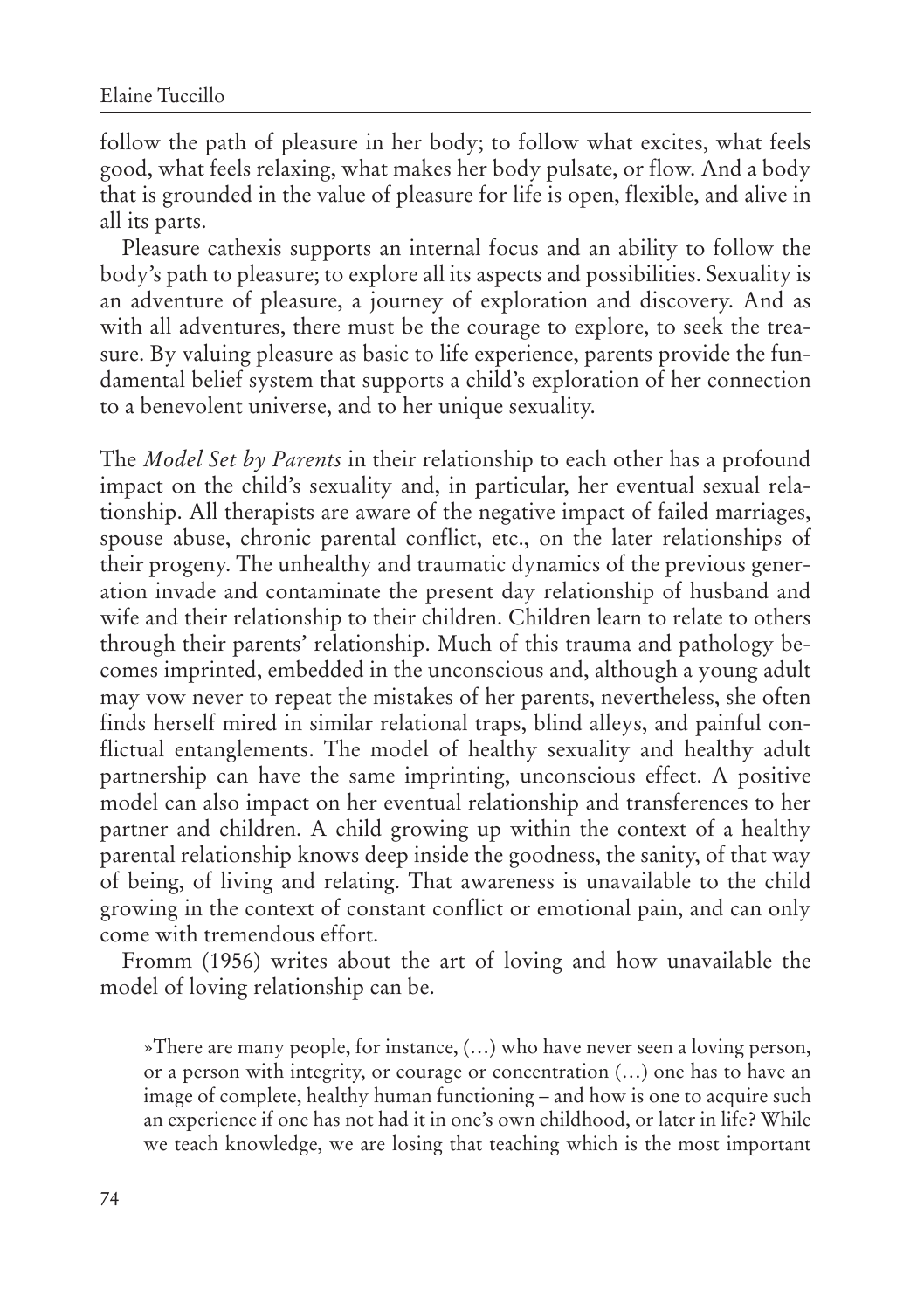follow the path of pleasure in her body; to follow what excites, what feels good, what feels relaxing, what makes her body pulsate, or flow. And a body that is grounded in the value of pleasure for life is open, flexible, and alive in all its parts.

Pleasure cathexis supports an internal focus and an ability to follow the body's path to pleasure; to explore all its aspects and possibilities. Sexuality is an adventure of pleasure, a journey of exploration and discovery. And as with all adventures, there must be the courage to explore, to seek the treasure. By valuing pleasure as basic to life experience, parents provide the fundamental belief system that supports a child's exploration of her connection to a benevolent universe, and to her unique sexuality.

The *Model Set by Parents* in their relationship to each other has a profound impact on the child's sexuality and, in particular, her eventual sexual relationship. All therapists are aware of the negative impact of failed marriages, spouse abuse, chronic parental conflict, etc., on the later relationships of their progeny. The unhealthy and traumatic dynamics of the previous generation invade and contaminate the present day relationship of husband and wife and their relationship to their children. Children learn to relate to others through their parents' relationship. Much of this trauma and pathology becomes imprinted, embedded in the unconscious and, although a young adult may vow never to repeat the mistakes of her parents, nevertheless, she often finds herself mired in similar relational traps, blind alleys, and painful conflictual entanglements. The model of healthy sexuality and healthy adult partnership can have the same imprinting, unconscious effect. A positive model can also impact on her eventual relationship and transferences to her partner and children. A child growing up within the context of a healthy parental relationship knows deep inside the goodness, the sanity, of that way of being, of living and relating. That awareness is unavailable to the child growing in the context of constant conflict or emotional pain, and can only come with tremendous effort.

Fromm (1956) writes about the art of loving and how unavailable the model of loving relationship can be.

> »There are many people, for instance, (…) who have never seen a loving person, or a person with integrity, or courage or concentration (…) one has to have an image of complete, healthy human functioning – and how is one to acquire such an experience if one has not had it in one's own childhood, or later in life? While we teach knowledge, we are losing that teaching which is the most important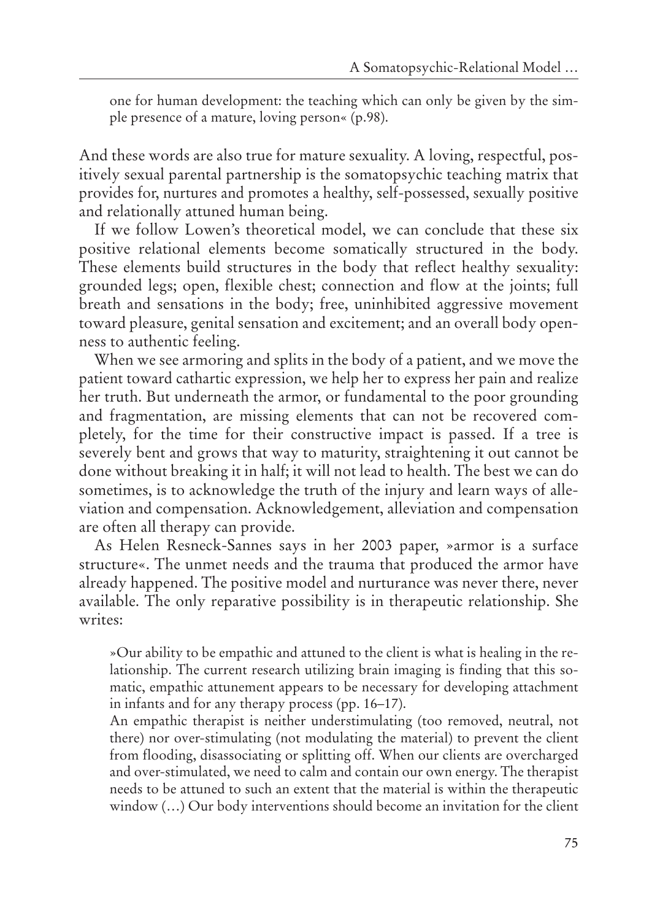> one for human development: the teaching which can only be given by the simple presence of a mature, loving person« (p.98).

And these words are also true for mature sexuality. A loving, respectful, positively sexual parental partnership is the somatopsychic teaching matrix that provides for, nurtures and promotes a healthy, self-possessed, sexually positive and relationally attuned human being.

If we follow Lowen's theoretical model, we can conclude that these six positive relational elements become somatically structured in the body. These elements build structures in the body that reflect healthy sexuality: grounded legs; open, flexible chest; connection and flow at the joints; full breath and sensations in the body; free, uninhibited aggressive movement toward pleasure, genital sensation and excitement; and an overall body openness to authentic feeling.

When we see armoring and splits in the body of a patient, and we move the patient toward cathartic expression, we help her to express her pain and realize her truth. But underneath the armor, or fundamental to the poor grounding and fragmentation, are missing elements that can not be recovered completely, for the time for their constructive impact is passed. If a tree is severely bent and grows that way to maturity, straightening it out cannot be done without breaking it in half; it will not lead to health. The best we can do sometimes, is to acknowledge the truth of the injury and learn ways of alleviation and compensation. Acknowledgement, alleviation and compensation are often all therapy can provide.

As Helen Resneck-Sannes says in her 2003 paper, »armor is a surface structure«. The unmet needs and the trauma that produced the armor have already happened. The positive model and nurturance was never there, never available. The only reparative possibility is in therapeutic relationship. She writes:

> »Our ability to be empathic and attuned to the client is what is healing in the relationship. The current research utilizing brain imaging is finding that this somatic, empathic attunement appears to be necessary for developing attachment in infants and for any therapy process (pp. 16–17).
>
> An empathic therapist is neither understimulating (too removed, neutral, not there) nor over-stimulating (not modulating the material) to prevent the client from flooding, disassociating or splitting off. When our clients are overcharged and over-stimulated, we need to calm and contain our own energy. The therapist needs to be attuned to such an extent that the material is within the therapeutic window (…) Our body interventions should become an invitation for the client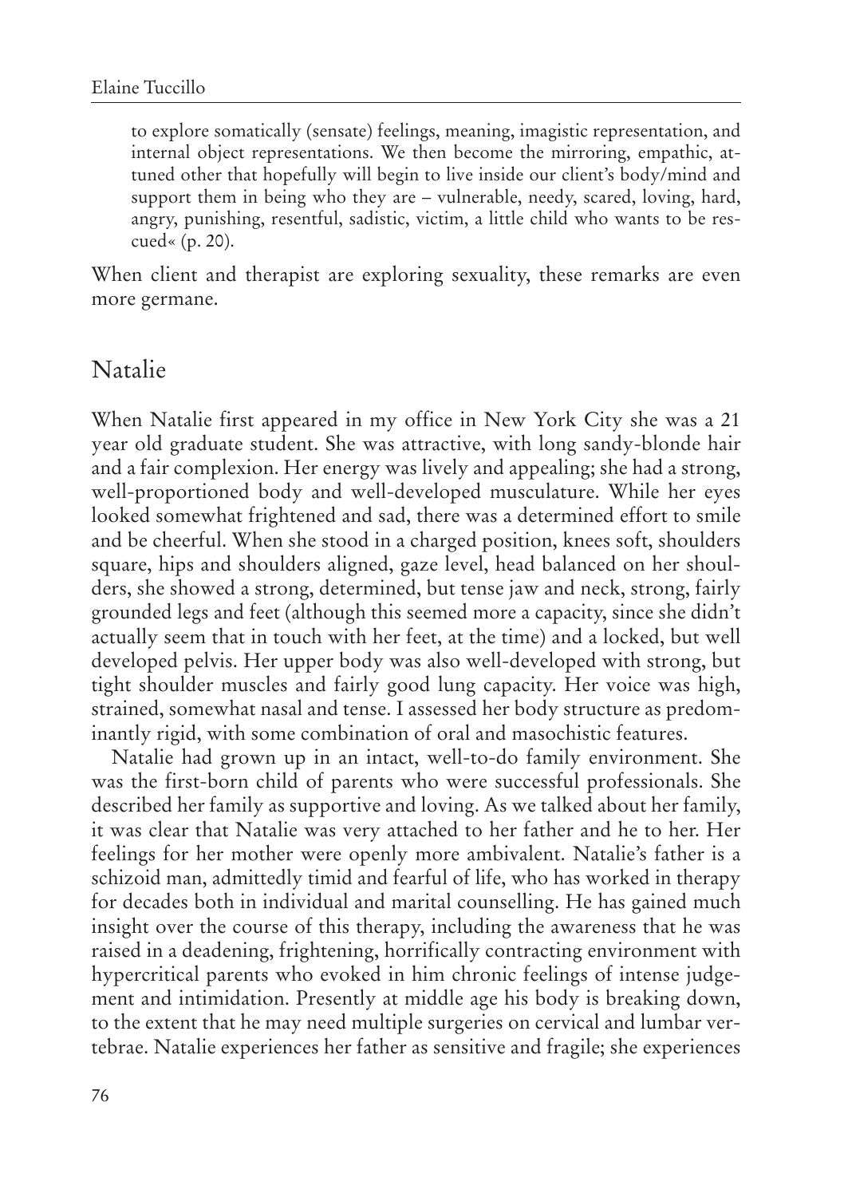> to explore somatically (sensate) feelings, meaning, imagistic representation, and internal object representations. We then become the mirroring, empathic, attuned other that hopefully will begin to live inside our client's body/mind and support them in being who they are – vulnerable, needy, scared, loving, hard, angry, punishing, resentful, sadistic, victim, a little child who wants to be rescued« (p. 20).

When client and therapist are exploring sexuality, these remarks are even more germane.

## Natalie

When Natalie first appeared in my office in New York City she was a 21 year old graduate student. She was attractive, with long sandy-blonde hair and a fair complexion. Her energy was lively and appealing; she had a strong, well-proportioned body and well-developed musculature. While her eyes looked somewhat frightened and sad, there was a determined effort to smile and be cheerful. When she stood in a charged position, knees soft, shoulders square, hips and shoulders aligned, gaze level, head balanced on her shoulders, she showed a strong, determined, but tense jaw and neck, strong, fairly grounded legs and feet (although this seemed more a capacity, since she didn't actually seem that in touch with her feet, at the time) and a locked, but well developed pelvis. Her upper body was also well-developed with strong, but tight shoulder muscles and fairly good lung capacity. Her voice was high, strained, somewhat nasal and tense. I assessed her body structure as predominantly rigid, with some combination of oral and masochistic features.

Natalie had grown up in an intact, well-to-do family environment. She was the first-born child of parents who were successful professionals. She described her family as supportive and loving. As we talked about her family, it was clear that Natalie was very attached to her father and he to her. Her feelings for her mother were openly more ambivalent. Natalie's father is a schizoid man, admittedly timid and fearful of life, who has worked in therapy for decades both in individual and marital counselling. He has gained much insight over the course of this therapy, including the awareness that he was raised in a deadening, frightening, horrifically contracting environment with hypercritical parents who evoked in him chronic feelings of intense judgement and intimidation. Presently at middle age his body is breaking down, to the extent that he may need multiple surgeries on cervical and lumbar vertebrae. Natalie experiences her father as sensitive and fragile; she experiences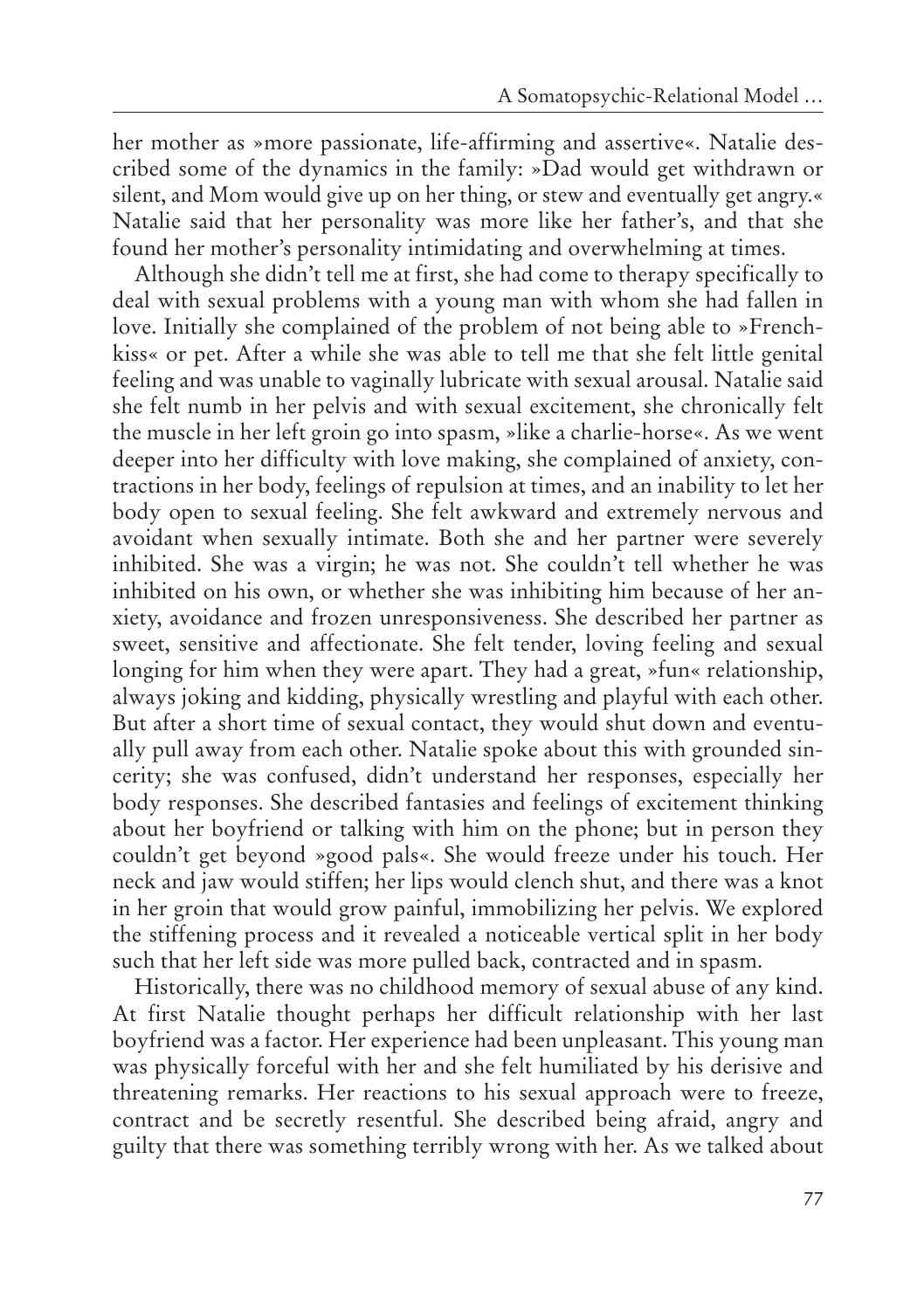her mother as »more passionate, life-affirming and assertive«. Natalie described some of the dynamics in the family: »Dad would get withdrawn or silent, and Mom would give up on her thing, or stew and eventually get angry.« Natalie said that her personality was more like her father's, and that she found her mother's personality intimidating and overwhelming at times.

Although she didn't tell me at first, she had come to therapy specifically to deal with sexual problems with a young man with whom she had fallen in love. Initially she complained of the problem of not being able to »French-kiss« or pet. After a while she was able to tell me that she felt little genital feeling and was unable to vaginally lubricate with sexual arousal. Natalie said she felt numb in her pelvis and with sexual excitement, she chronically felt the muscle in her left groin go into spasm, »like a charlie-horse«. As we went deeper into her difficulty with love making, she complained of anxiety, contractions in her body, feelings of repulsion at times, and an inability to let her body open to sexual feeling. She felt awkward and extremely nervous and avoidant when sexually intimate. Both she and her partner were severely inhibited. She was a virgin; he was not. She couldn't tell whether he was inhibited on his own, or whether she was inhibiting him because of her anxiety, avoidance and frozen unresponsiveness. She described her partner as sweet, sensitive and affectionate. She felt tender, loving feeling and sexual longing for him when they were apart. They had a great, »fun« relationship, always joking and kidding, physically wrestling and playful with each other. But after a short time of sexual contact, they would shut down and eventually pull away from each other. Natalie spoke about this with grounded sincerity; she was confused, didn't understand her responses, especially her body responses. She described fantasies and feelings of excitement thinking about her boyfriend or talking with him on the phone; but in person they couldn't get beyond »good pals«. She would freeze under his touch. Her neck and jaw would stiffen; her lips would clench shut, and there was a knot in her groin that would grow painful, immobilizing her pelvis. We explored the stiffening process and it revealed a noticeable vertical split in her body such that her left side was more pulled back, contracted and in spasm.

Historically, there was no childhood memory of sexual abuse of any kind. At first Natalie thought perhaps her difficult relationship with her last boyfriend was a factor. Her experience had been unpleasant. This young man was physically forceful with her and she felt humiliated by his derisive and threatening remarks. Her reactions to his sexual approach were to freeze, contract and be secretly resentful. She described being afraid, angry and guilty that there was something terribly wrong with her. As we talked about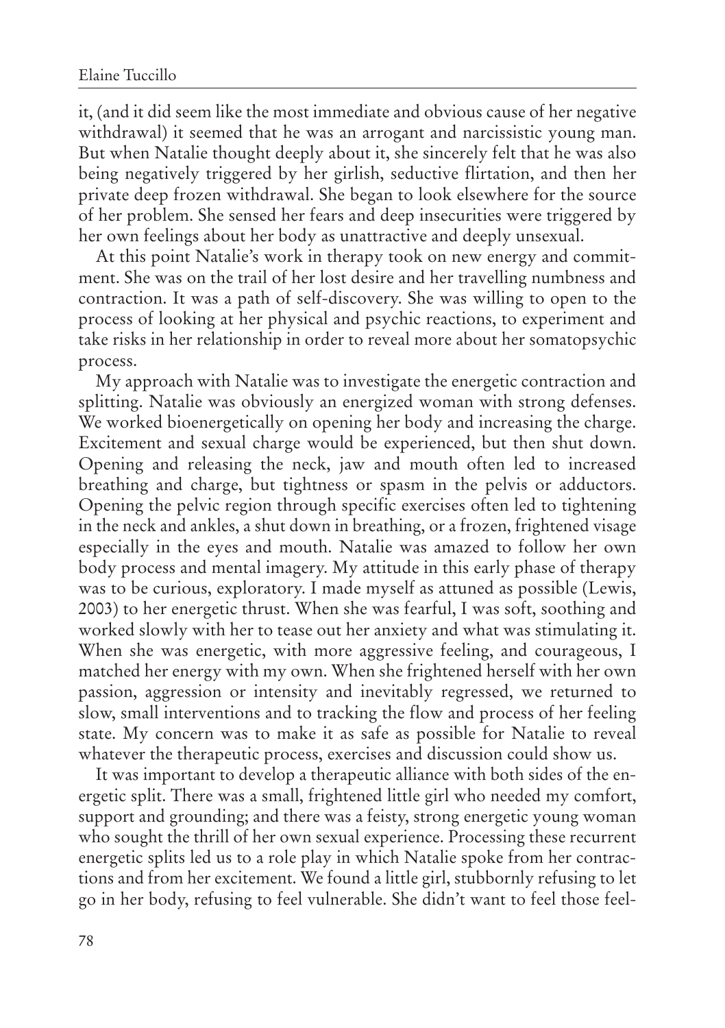it, (and it did seem like the most immediate and obvious cause of her negative withdrawal) it seemed that he was an arrogant and narcissistic young man. But when Natalie thought deeply about it, she sincerely felt that he was also being negatively triggered by her girlish, seductive flirtation, and then her private deep frozen withdrawal. She began to look elsewhere for the source of her problem. She sensed her fears and deep insecurities were triggered by her own feelings about her body as unattractive and deeply unsexual.

At this point Natalie's work in therapy took on new energy and commitment. She was on the trail of her lost desire and her travelling numbness and contraction. It was a path of self-discovery. She was willing to open to the process of looking at her physical and psychic reactions, to experiment and take risks in her relationship in order to reveal more about her somatopsychic process.

My approach with Natalie was to investigate the energetic contraction and splitting. Natalie was obviously an energized woman with strong defenses. We worked bioenergetically on opening her body and increasing the charge. Excitement and sexual charge would be experienced, but then shut down. Opening and releasing the neck, jaw and mouth often led to increased breathing and charge, but tightness or spasm in the pelvis or adductors. Opening the pelvic region through specific exercises often led to tightening in the neck and ankles, a shut down in breathing, or a frozen, frightened visage especially in the eyes and mouth. Natalie was amazed to follow her own body process and mental imagery. My attitude in this early phase of therapy was to be curious, exploratory. I made myself as attuned as possible (Lewis, 2003) to her energetic thrust. When she was fearful, I was soft, soothing and worked slowly with her to tease out her anxiety and what was stimulating it. When she was energetic, with more aggressive feeling, and courageous, I matched her energy with my own. When she frightened herself with her own passion, aggression or intensity and inevitably regressed, we returned to slow, small interventions and to tracking the flow and process of her feeling state. My concern was to make it as safe as possible for Natalie to reveal whatever the therapeutic process, exercises and discussion could show us.

It was important to develop a therapeutic alliance with both sides of the energetic split. There was a small, frightened little girl who needed my comfort, support and grounding; and there was a feisty, strong energetic young woman who sought the thrill of her own sexual experience. Processing these recurrent energetic splits led us to a role play in which Natalie spoke from her contractions and from her excitement. We found a little girl, stubbornly refusing to let go in her body, refusing to feel vulnerable. She didn't want to feel those feel-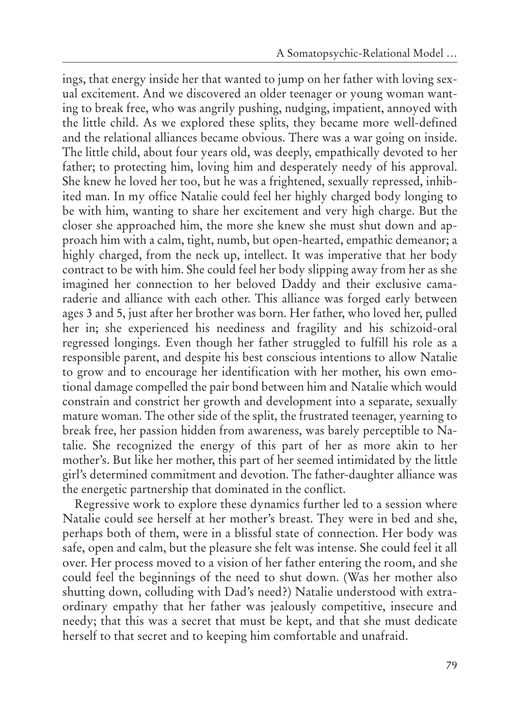ings, that energy inside her that wanted to jump on her father with loving sexual excitement. And we discovered an older teenager or young woman wanting to break free, who was angrily pushing, nudging, impatient, annoyed with the little child. As we explored these splits, they became more well-defined and the relational alliances became obvious. There was a war going on inside. The little child, about four years old, was deeply, empathically devoted to her father; to protecting him, loving him and desperately needy of his approval. She knew he loved her too, but he was a frightened, sexually repressed, inhibited man. In my office Natalie could feel her highly charged body longing to be with him, wanting to share her excitement and very high charge. But the closer she approached him, the more she knew she must shut down and approach him with a calm, tight, numb, but open-hearted, empathic demeanor; a highly charged, from the neck up, intellect. It was imperative that her body contract to be with him. She could feel her body slipping away from her as she imagined her connection to her beloved Daddy and their exclusive camaraderie and alliance with each other. This alliance was forged early between ages 3 and 5, just after her brother was born. Her father, who loved her, pulled her in; she experienced his neediness and fragility and his schizoid-oral regressed longings. Even though her father struggled to fulfill his role as a responsible parent, and despite his best conscious intentions to allow Natalie to grow and to encourage her identification with her mother, his own emotional damage compelled the pair bond between him and Natalie which would constrain and constrict her growth and development into a separate, sexually mature woman. The other side of the split, the frustrated teenager, yearning to break free, her passion hidden from awareness, was barely perceptible to Natalie. She recognized the energy of this part of her as more akin to her mother's. But like her mother, this part of her seemed intimidated by the little girl's determined commitment and devotion. The father-daughter alliance was the energetic partnership that dominated in the conflict.

Regressive work to explore these dynamics further led to a session where Natalie could see herself at her mother's breast. They were in bed and she, perhaps both of them, were in a blissful state of connection. Her body was safe, open and calm, but the pleasure she felt was intense. She could feel it all over. Her process moved to a vision of her father entering the room, and she could feel the beginnings of the need to shut down. (Was her mother also shutting down, colluding with Dad's need?) Natalie understood with extraordinary empathy that her father was jealously competitive, insecure and needy; that this was a secret that must be kept, and that she must dedicate herself to that secret and to keeping him comfortable and unafraid.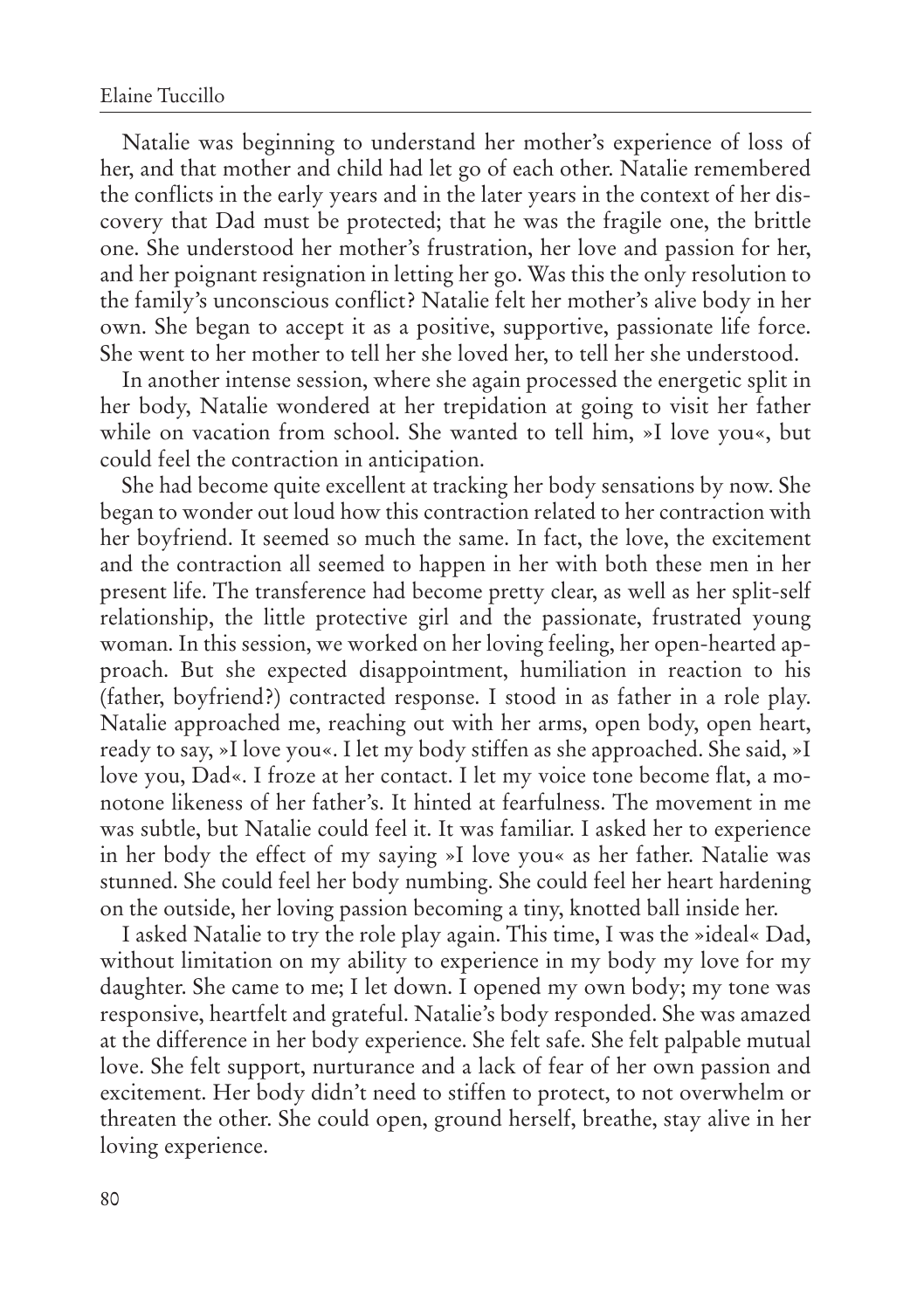Natalie was beginning to understand her mother's experience of loss of her, and that mother and child had let go of each other. Natalie remembered the conflicts in the early years and in the later years in the context of her discovery that Dad must be protected; that he was the fragile one, the brittle one. She understood her mother's frustration, her love and passion for her, and her poignant resignation in letting her go. Was this the only resolution to the family's unconscious conflict? Natalie felt her mother's alive body in her own. She began to accept it as a positive, supportive, passionate life force. She went to her mother to tell her she loved her, to tell her she understood.

In another intense session, where she again processed the energetic split in her body, Natalie wondered at her trepidation at going to visit her father while on vacation from school. She wanted to tell him, »I love you«, but could feel the contraction in anticipation.

She had become quite excellent at tracking her body sensations by now. She began to wonder out loud how this contraction related to her contraction with her boyfriend. It seemed so much the same. In fact, the love, the excitement and the contraction all seemed to happen in her with both these men in her present life. The transference had become pretty clear, as well as her split-self relationship, the little protective girl and the passionate, frustrated young woman. In this session, we worked on her loving feeling, her open-hearted approach. But she expected disappointment, humiliation in reaction to his (father, boyfriend?) contracted response. I stood in as father in a role play. Natalie approached me, reaching out with her arms, open body, open heart, ready to say, »I love you«. I let my body stiffen as she approached. She said, »I love you, Dad«. I froze at her contact. I let my voice tone become flat, a monotone likeness of her father's. It hinted at fearfulness. The movement in me was subtle, but Natalie could feel it. It was familiar. I asked her to experience in her body the effect of my saying »I love you« as her father. Natalie was stunned. She could feel her body numbing. She could feel her heart hardening on the outside, her loving passion becoming a tiny, knotted ball inside her.

I asked Natalie to try the role play again. This time, I was the »ideal« Dad, without limitation on my ability to experience in my body my love for my daughter. She came to me; I let down. I opened my own body; my tone was responsive, heartfelt and grateful. Natalie's body responded. She was amazed at the difference in her body experience. She felt safe. She felt palpable mutual love. She felt support, nurturance and a lack of fear of her own passion and excitement. Her body didn't need to stiffen to protect, to not overwhelm or threaten the other. She could open, ground herself, breathe, stay alive in her loving experience.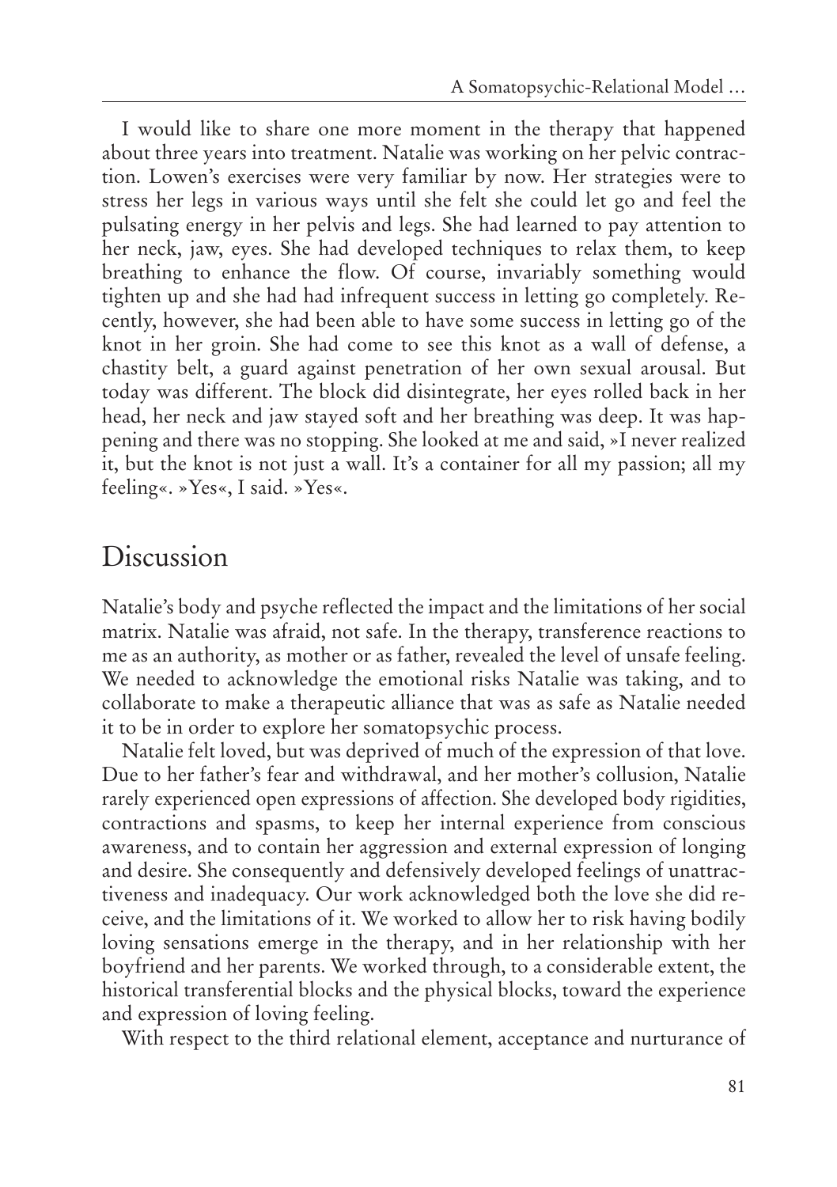I would like to share one more moment in the therapy that happened about three years into treatment. Natalie was working on her pelvic contraction. Lowen's exercises were very familiar by now. Her strategies were to stress her legs in various ways until she felt she could let go and feel the pulsating energy in her pelvis and legs. She had learned to pay attention to her neck, jaw, eyes. She had developed techniques to relax them, to keep breathing to enhance the flow. Of course, invariably something would tighten up and she had had infrequent success in letting go completely. Recently, however, she had been able to have some success in letting go of the knot in her groin. She had come to see this knot as a wall of defense, a chastity belt, a guard against penetration of her own sexual arousal. But today was different. The block did disintegrate, her eyes rolled back in her head, her neck and jaw stayed soft and her breathing was deep. It was happening and there was no stopping. She looked at me and said, »I never realized it, but the knot is not just a wall. It's a container for all my passion; all my feeling«. »Yes«, I said. »Yes«.

## Discussion

Natalie's body and psyche reflected the impact and the limitations of her social matrix. Natalie was afraid, not safe. In the therapy, transference reactions to me as an authority, as mother or as father, revealed the level of unsafe feeling. We needed to acknowledge the emotional risks Natalie was taking, and to collaborate to make a therapeutic alliance that was as safe as Natalie needed it to be in order to explore her somatopsychic process.

Natalie felt loved, but was deprived of much of the expression of that love. Due to her father's fear and withdrawal, and her mother's collusion, Natalie rarely experienced open expressions of affection. She developed body rigidities, contractions and spasms, to keep her internal experience from conscious awareness, and to contain her aggression and external expression of longing and desire. She consequently and defensively developed feelings of unattractiveness and inadequacy. Our work acknowledged both the love she did receive, and the limitations of it. We worked to allow her to risk having bodily loving sensations emerge in the therapy, and in her relationship with her boyfriend and her parents. We worked through, to a considerable extent, the historical transferential blocks and the physical blocks, toward the experience and expression of loving feeling.

With respect to the third relational element, acceptance and nurturance of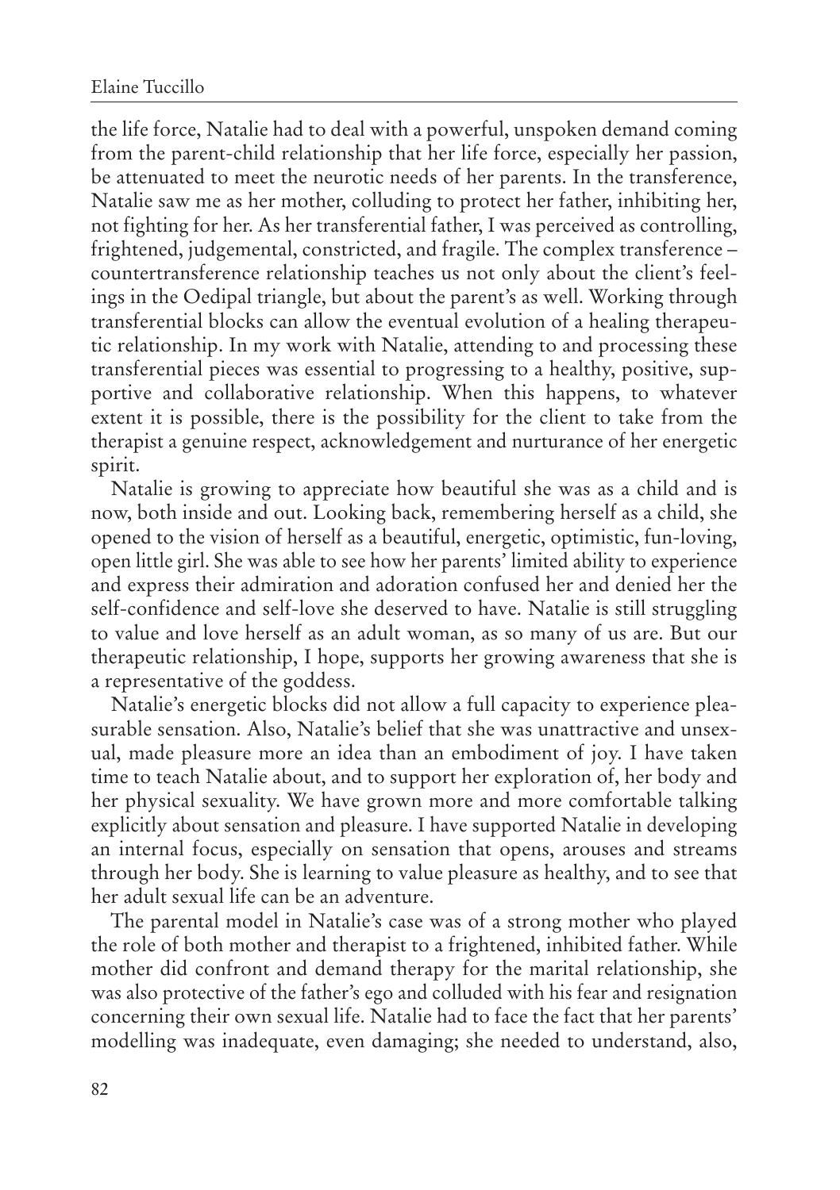the life force, Natalie had to deal with a powerful, unspoken demand coming from the parent-child relationship that her life force, especially her passion, be attenuated to meet the neurotic needs of her parents. In the transference, Natalie saw me as her mother, colluding to protect her father, inhibiting her, not fighting for her. As her transferential father, I was perceived as controlling, frightened, judgemental, constricted, and fragile. The complex transference – countertransference relationship teaches us not only about the client's feelings in the Oedipal triangle, but about the parent's as well. Working through transferential blocks can allow the eventual evolution of a healing therapeutic relationship. In my work with Natalie, attending to and processing these transferential pieces was essential to progressing to a healthy, positive, supportive and collaborative relationship. When this happens, to whatever extent it is possible, there is the possibility for the client to take from the therapist a genuine respect, acknowledgement and nurturance of her energetic spirit.

Natalie is growing to appreciate how beautiful she was as a child and is now, both inside and out. Looking back, remembering herself as a child, she opened to the vision of herself as a beautiful, energetic, optimistic, fun-loving, open little girl. She was able to see how her parents' limited ability to experience and express their admiration and adoration confused her and denied her the self-confidence and self-love she deserved to have. Natalie is still struggling to value and love herself as an adult woman, as so many of us are. But our therapeutic relationship, I hope, supports her growing awareness that she is a representative of the goddess.

Natalie's energetic blocks did not allow a full capacity to experience pleasurable sensation. Also, Natalie's belief that she was unattractive and unsexual, made pleasure more an idea than an embodiment of joy. I have taken time to teach Natalie about, and to support her exploration of, her body and her physical sexuality. We have grown more and more comfortable talking explicitly about sensation and pleasure. I have supported Natalie in developing an internal focus, especially on sensation that opens, arouses and streams through her body. She is learning to value pleasure as healthy, and to see that her adult sexual life can be an adventure.

The parental model in Natalie's case was of a strong mother who played the role of both mother and therapist to a frightened, inhibited father. While mother did confront and demand therapy for the marital relationship, she was also protective of the father's ego and colluded with his fear and resignation concerning their own sexual life. Natalie had to face the fact that her parents' modelling was inadequate, even damaging; she needed to understand, also,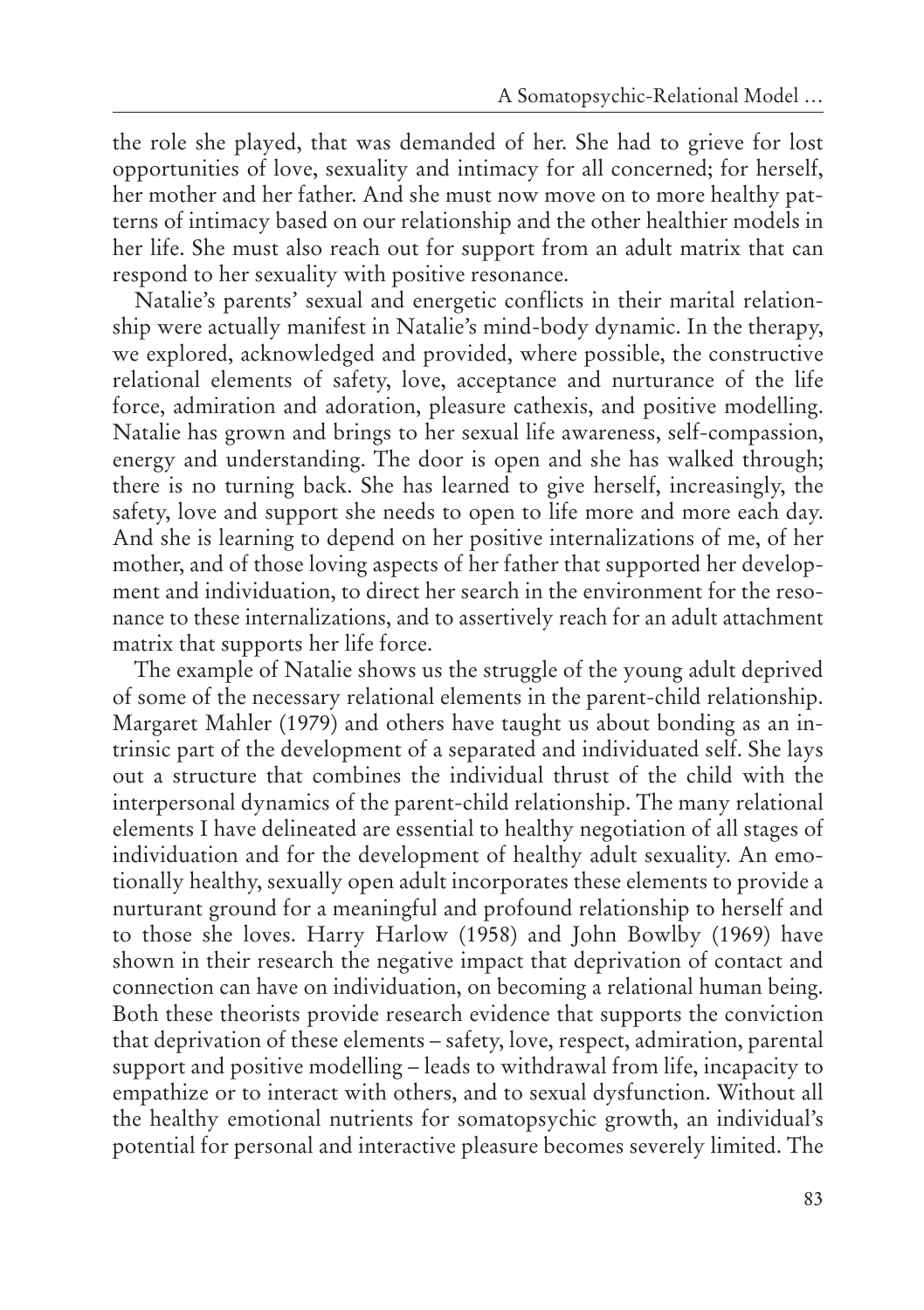the role she played, that was demanded of her. She had to grieve for lost opportunities of love, sexuality and intimacy for all concerned; for herself, her mother and her father. And she must now move on to more healthy patterns of intimacy based on our relationship and the other healthier models in her life. She must also reach out for support from an adult matrix that can respond to her sexuality with positive resonance.

Natalie's parents' sexual and energetic conflicts in their marital relationship were actually manifest in Natalie's mind-body dynamic. In the therapy, we explored, acknowledged and provided, where possible, the constructive relational elements of safety, love, acceptance and nurturance of the life force, admiration and adoration, pleasure cathexis, and positive modelling. Natalie has grown and brings to her sexual life awareness, self-compassion, energy and understanding. The door is open and she has walked through; there is no turning back. She has learned to give herself, increasingly, the safety, love and support she needs to open to life more and more each day. And she is learning to depend on her positive internalizations of me, of her mother, and of those loving aspects of her father that supported her development and individuation, to direct her search in the environment for the resonance to these internalizations, and to assertively reach for an adult attachment matrix that supports her life force.

The example of Natalie shows us the struggle of the young adult deprived of some of the necessary relational elements in the parent-child relationship. Margaret Mahler (1979) and others have taught us about bonding as an intrinsic part of the development of a separated and individuated self. She lays out a structure that combines the individual thrust of the child with the interpersonal dynamics of the parent-child relationship. The many relational elements I have delineated are essential to healthy negotiation of all stages of individuation and for the development of healthy adult sexuality. An emotionally healthy, sexually open adult incorporates these elements to provide a nurturant ground for a meaningful and profound relationship to herself and to those she loves. Harry Harlow (1958) and John Bowlby (1969) have shown in their research the negative impact that deprivation of contact and connection can have on individuation, on becoming a relational human being. Both these theorists provide research evidence that supports the conviction that deprivation of these elements – safety, love, respect, admiration, parental support and positive modelling – leads to withdrawal from life, incapacity to empathize or to interact with others, and to sexual dysfunction. Without all the healthy emotional nutrients for somatopsychic growth, an individual's potential for personal and interactive pleasure becomes severely limited. The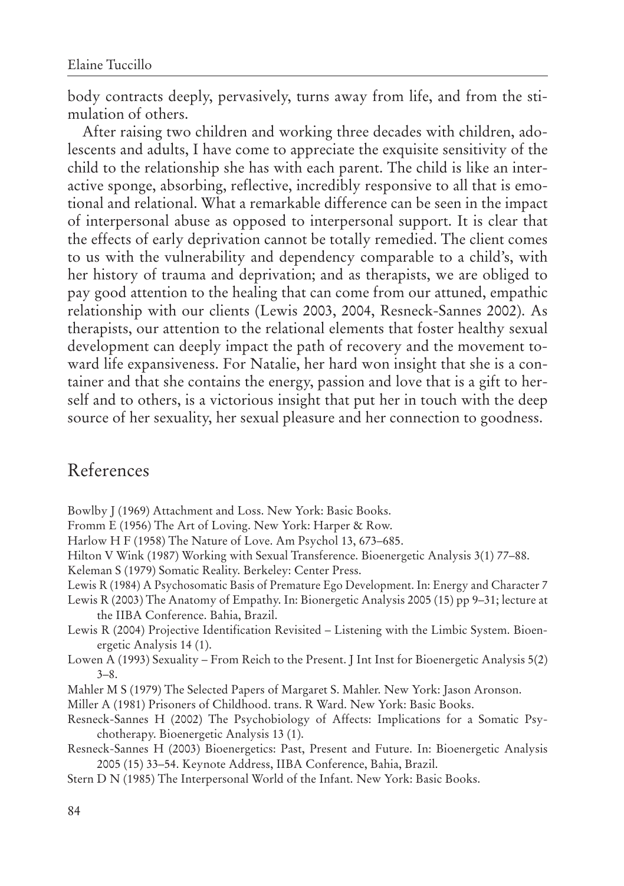body contracts deeply, pervasively, turns away from life, and from the stimulation of others.

After raising two children and working three decades with children, adolescents and adults, I have come to appreciate the exquisite sensitivity of the child to the relationship she has with each parent. The child is like an interactive sponge, absorbing, reflective, incredibly responsive to all that is emotional and relational. What a remarkable difference can be seen in the impact of interpersonal abuse as opposed to interpersonal support. It is clear that the effects of early deprivation cannot be totally remedied. The client comes to us with the vulnerability and dependency comparable to a child's, with her history of trauma and deprivation; and as therapists, we are obliged to pay good attention to the healing that can come from our attuned, empathic relationship with our clients (Lewis 2003, 2004, Resneck-Sannes 2002). As therapists, our attention to the relational elements that foster healthy sexual development can deeply impact the path of recovery and the movement toward life expansiveness. For Natalie, her hard won insight that she is a container and that she contains the energy, passion and love that is a gift to herself and to others, is a victorious insight that put her in touch with the deep source of her sexuality, her sexual pleasure and her connection to goodness.

## References

Bowlby J (1969) Attachment and Loss. New York: Basic Books.

Fromm E (1956) The Art of Loving. New York: Harper & Row.

Harlow H F (1958) The Nature of Love. Am Psychol 13, 673–685.

Hilton V Wink (1987) Working with Sexual Transference. Bioenergetic Analysis 3(1) 77–88.

Keleman S (1979) Somatic Reality. Berkeley: Center Press.

Lewis R (1984) A Psychosomatic Basis of Premature Ego Development. In: Energy and Character 7

Lewis R (2003) The Anatomy of Empathy. In: Bionergetic Analysis 2005 (15) pp 9–31; lecture at the IIBA Conference. Bahia, Brazil.

Lewis R (2004) Projective Identification Revisited – Listening with the Limbic System. Bioenergetic Analysis 14 (1).

Lowen A (1993) Sexuality – From Reich to the Present. J Int Inst for Bioenergetic Analysis 5(2) 3–8.

Mahler M S (1979) The Selected Papers of Margaret S. Mahler. New York: Jason Aronson.

Miller A (1981) Prisoners of Childhood. trans. R Ward. New York: Basic Books.

Resneck-Sannes H (2002) The Psychobiology of Affects: Implications for a Somatic Psychotherapy. Bioenergetic Analysis 13 (1).

Resneck-Sannes H (2003) Bioenergetics: Past, Present and Future. In: Bioenergetic Analysis 2005 (15) 33–54. Keynote Address, IIBA Conference, Bahia, Brazil.

Stern D N (1985) The Interpersonal World of the Infant. New York: Basic Books.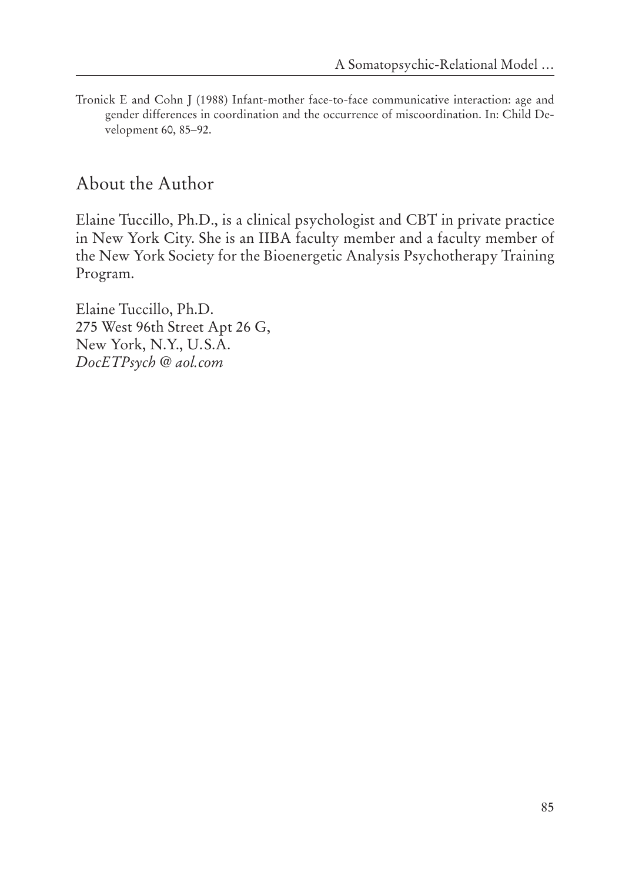Tronick E and Cohn J (1988) Infant-mother face-to-face communicative interaction: age and gender differences in coordination and the occurrence of miscoordination. In: Child Development 60, 85–92.

## About the Author

Elaine Tuccillo, Ph.D., is a clinical psychologist and CBT in private practice in New York City. She is an IIBA faculty member and a faculty member of the New York Society for the Bioenergetic Analysis Psychotherapy Training Program.

Elaine Tuccillo, Ph.D.
275 West 96th Street Apt 26 G,
New York, N.Y., U.S.A.
*DocETPsych @ aol.com*